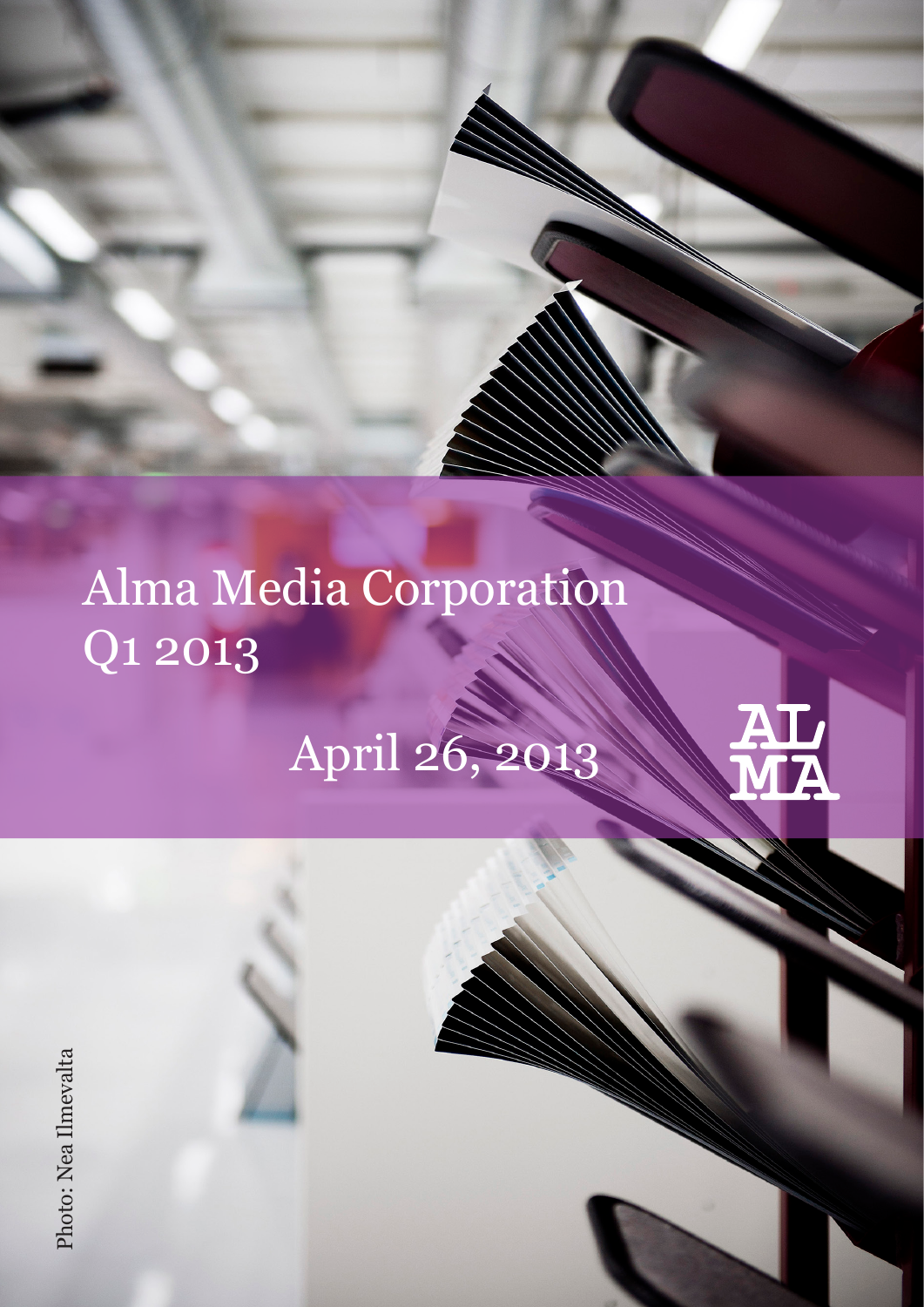# Alma Media Corporation Q1 2013

April 26, 2013

AL MA

Photo: Nea Ilmevalta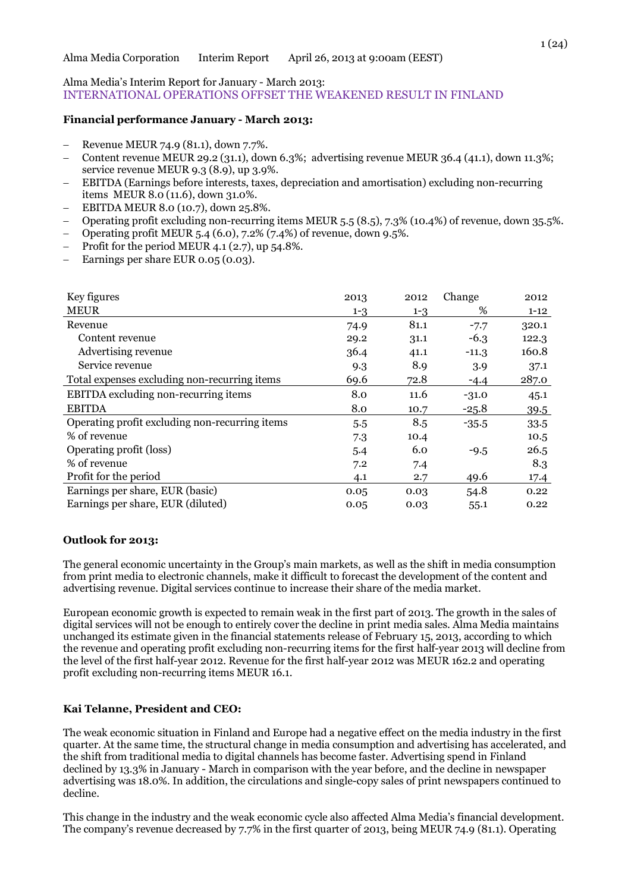Alma Media Corporation Interim Report April 26, 2013 at 9:00am (EEST)

Alma Media's Interim Report for January - March 2013:
INTERNATIONAL OPERATIONS OFFSET THE WEAKENED RESULT IN FINLAND

**Financial performance January - March 2013:**

- Revenue MEUR 74.9 (81.1), down 7.7%.
- Content revenue MEUR 29.2 (31.1), down 6.3%; advertising revenue MEUR 36.4 (41.1), down 11.3%; service revenue MEUR 9.3 (8.9), up 3.9%.
- EBITDA (Earnings before interests, taxes, depreciation and amortisation) excluding non-recurring items MEUR 8.0 (11.6), down 31.0%.
- EBITDA MEUR 8.0 (10.7), down 25.8%.
- Operating profit excluding non-recurring items MEUR 5.5 (8.5), 7.3% (10.4%) of revenue, down 35.5%.
- Operating profit MEUR 5.4 (6.0), 7.2% (7.4%) of revenue, down 9.5%.
- Profit for the period MEUR 4.1 (2.7), up 54.8%.
- Earnings per share EUR 0.05 (0.03).

| Key figures | 2013 | 2012 | Change | 2012 |
|---|---|---|---|---|
| MEUR | 1-3 | 1-3 | % | 1-12 |
| Revenue | 74.9 | 81.1 | -7.7 | 320.1 |
| Content revenue | 29.2 | 31.1 | -6.3 | 122.3 |
| Advertising revenue | 36.4 | 41.1 | -11.3 | 160.8 |
| Service revenue | 9.3 | 8.9 | 3.9 | 37.1 |
| Total expenses excluding non-recurring items | 69.6 | 72.8 | -4.4 | 287.0 |
| EBITDA excluding non-recurring items | 8.0 | 11.6 | -31.0 | 45.1 |
| EBITDA | 8.0 | 10.7 | -25.8 | 39.5 |
| Operating profit excluding non-recurring items | 5.5 | 8.5 | -35.5 | 33.5 |
| % of revenue | 7.3 | 10.4 | | 10.5 |
| Operating profit (loss) | 5.4 | 6.0 | -9.5 | 26.5 |
| % of revenue | 7.2 | 7.4 | | 8.3 |
| Profit for the period | 4.1 | 2.7 | 49.6 | 17.4 |
| Earnings per share, EUR (basic) | 0.05 | 0.03 | 54.8 | 0.22 |
| Earnings per share, EUR (diluted) | 0.05 | 0.03 | 55.1 | 0.22 |

**Outlook for 2013:**

The general economic uncertainty in the Group's main markets, as well as the shift in media consumption from print media to electronic channels, make it difficult to forecast the development of the content and advertising revenue. Digital services continue to increase their share of the media market.

European economic growth is expected to remain weak in the first part of 2013. The growth in the sales of digital services will not be enough to entirely cover the decline in print media sales. Alma Media maintains unchanged its estimate given in the financial statements release of February 15, 2013, according to which the revenue and operating profit excluding non-recurring items for the first half-year 2013 will decline from the level of the first half-year 2012. Revenue for the first half-year 2012 was MEUR 162.2 and operating profit excluding non-recurring items MEUR 16.1.

**Kai Telanne, President and CEO:**

The weak economic situation in Finland and Europe had a negative effect on the media industry in the first quarter. At the same time, the structural change in media consumption and advertising has accelerated, and the shift from traditional media to digital channels has become faster. Advertising spend in Finland declined by 13.3% in January - March in comparison with the year before, and the decline in newspaper advertising was 18.0%. In addition, the circulations and single-copy sales of print newspapers continued to decline.

This change in the industry and the weak economic cycle also affected Alma Media's financial development. The company's revenue decreased by 7.7% in the first quarter of 2013, being MEUR 74.9 (81.1). Operating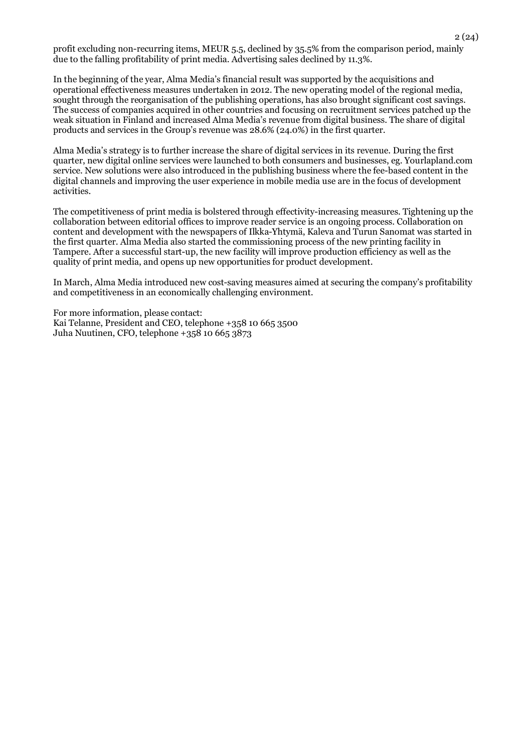profit excluding non-recurring items, MEUR 5.5, declined by 35.5% from the comparison period, mainly due to the falling profitability of print media. Advertising sales declined by 11.3%.

In the beginning of the year, Alma Media's financial result was supported by the acquisitions and operational effectiveness measures undertaken in 2012. The new operating model of the regional media, sought through the reorganisation of the publishing operations, has also brought significant cost savings. The success of companies acquired in other countries and focusing on recruitment services patched up the weak situation in Finland and increased Alma Media's revenue from digital business. The share of digital products and services in the Group's revenue was 28.6% (24.0%) in the first quarter.

Alma Media's strategy is to further increase the share of digital services in its revenue. During the first quarter, new digital online services were launched to both consumers and businesses, eg. Yourlapland.com service. New solutions were also introduced in the publishing business where the fee-based content in the digital channels and improving the user experience in mobile media use are in the focus of development activities.

The competitiveness of print media is bolstered through effectivity-increasing measures. Tightening up the collaboration between editorial offices to improve reader service is an ongoing process. Collaboration on content and development with the newspapers of Ilkka-Yhtymä, Kaleva and Turun Sanomat was started in the first quarter. Alma Media also started the commissioning process of the new printing facility in Tampere. After a successful start-up, the new facility will improve production efficiency as well as the quality of print media, and opens up new opportunities for product development.

In March, Alma Media introduced new cost-saving measures aimed at securing the company's profitability and competitiveness in an economically challenging environment.

For more information, please contact:
Kai Telanne, President and CEO, telephone +358 10 665 3500
Juha Nuutinen, CFO, telephone +358 10 665 3873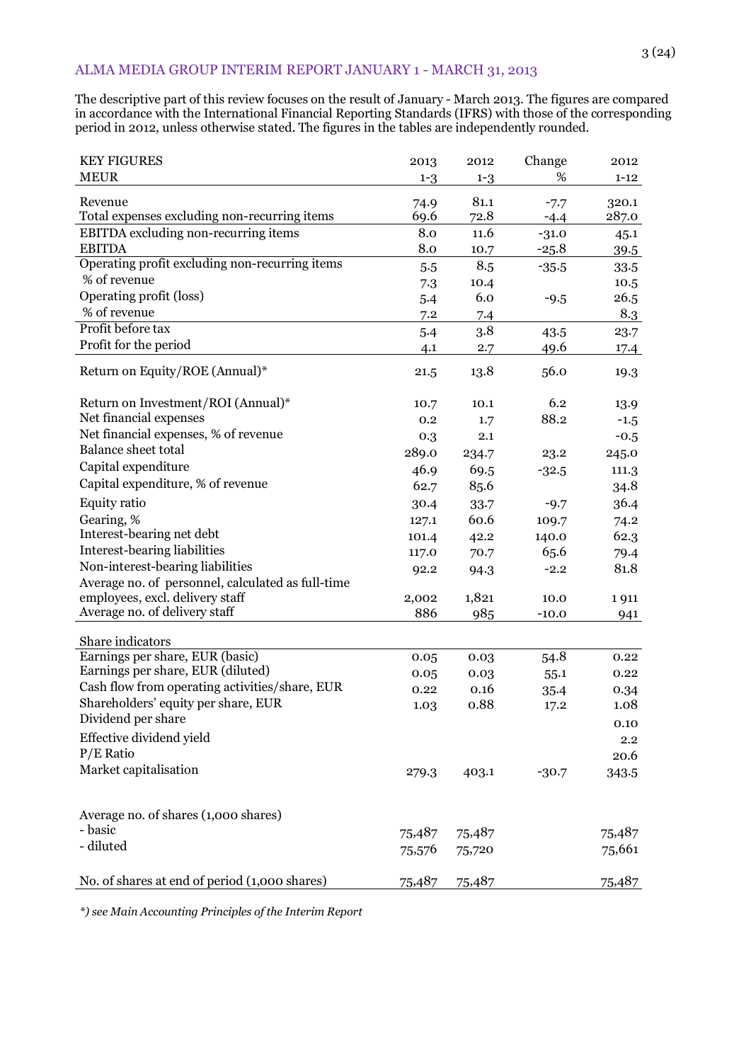# ALMA MEDIA GROUP INTERIM REPORT JANUARY 1 - MARCH 31, 2013

The descriptive part of this review focuses on the result of January - March 2013. The figures are compared in accordance with the International Financial Reporting Standards (IFRS) with those of the corresponding period in 2012, unless otherwise stated. The figures in the tables are independently rounded.

| KEY FIGURES<br>MEUR | 2013<br>1-3 | 2012<br>1-3 | Change<br>% | 2012<br>1-12 |
|---|---|---|---|---|
| Revenue | 74.9 | 81.1 | -7.7 | 320.1 |
| Total expenses excluding non-recurring items | 69.6 | 72.8 | -4.4 | 287.0 |
| EBITDA excluding non-recurring items | 8.0 | 11.6 | -31.0 | 45.1 |
| EBITDA | 8.0 | 10.7 | -25.8 | 39.5 |
| Operating profit excluding non-recurring items | 5.5 | 8.5 | -35.5 | 33.5 |
| % of revenue | 7.3 | 10.4 | | 10.5 |
| Operating profit (loss) | 5.4 | 6.0 | -9.5 | 26.5 |
| % of revenue | 7.2 | 7.4 | | 8.3 |
| Profit before tax | 5.4 | 3.8 | 43.5 | 23.7 |
| Profit for the period | 4.1 | 2.7 | 49.6 | 17.4 |
| Return on Equity/ROE (Annual)* | 21.5 | 13.8 | 56.0 | 19.3 |
| Return on Investment/ROI (Annual)* | 10.7 | 10.1 | 6.2 | 13.9 |
| Net financial expenses | 0.2 | 1.7 | 88.2 | -1.5 |
| Net financial expenses, % of revenue | 0.3 | 2.1 | | -0.5 |
| Balance sheet total | 289.0 | 234.7 | 23.2 | 245.0 |
| Capital expenditure | 46.9 | 69.5 | -32.5 | 111.3 |
| Capital expenditure, % of revenue | 62.7 | 85.6 | | 34.8 |
| Equity ratio | 30.4 | 33.7 | -9.7 | 36.4 |
| Gearing, % | 127.1 | 60.6 | 109.7 | 74.2 |
| Interest-bearing net debt | 101.4 | 42.2 | 140.0 | 62.3 |
| Interest-bearing liabilities | 117.0 | 70.7 | 65.6 | 79.4 |
| Non-interest-bearing liabilities | 92.2 | 94.3 | -2.2 | 81.8 |
| Average no. of personnel, calculated as full-time employees, excl. delivery staff | 2,002 | 1,821 | 10.0 | 1 911 |
| Average no. of delivery staff | 886 | 985 | -10.0 | 941 |
| **Share indicators** | | | | |
| Earnings per share, EUR (basic) | 0.05 | 0.03 | 54.8 | 0.22 |
| Earnings per share, EUR (diluted) | 0.05 | 0.03 | 55.1 | 0.22 |
| Cash flow from operating activities/share, EUR | 0.22 | 0.16 | 35.4 | 0.34 |
| Shareholders' equity per share, EUR | 1.03 | 0.88 | 17.2 | 1.08 |
| Dividend per share | | | | 0.10 |
| Effective dividend yield | | | | 2.2 |
| P/E Ratio | | | | 20.6 |
| Market capitalisation | 279.3 | 403.1 | -30.7 | 343.5 |
| Average no. of shares (1,000 shares) | | | | |
| - basic | 75,487 | 75,487 | | 75,487 |
| - diluted | 75,576 | 75,720 | | 75,661 |
| No. of shares at end of period (1,000 shares) | 75,487 | 75,487 | | 75,487 |

*\*) see Main Accounting Principles of the Interim Report*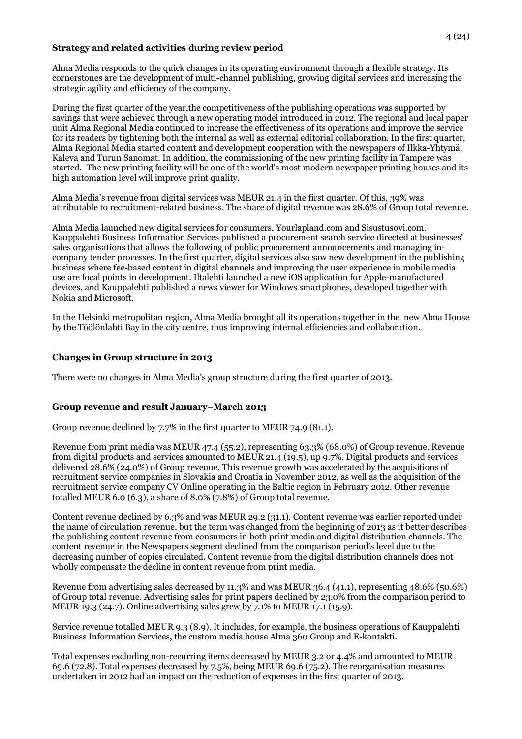**Strategy and related activities during review period**

Alma Media responds to the quick changes in its operating environment through a flexible strategy. Its cornerstones are the development of multi-channel publishing, growing digital services and increasing the strategic agility and efficiency of the company.

During the first quarter of the year,the competitiveness of the publishing operations was supported by savings that were achieved through a new operating model introduced in 2012. The regional and local paper unit Alma Regional Media continued to increase the effectiveness of its operations and improve the service for its readers by tightening both the internal as well as external editorial collaboration. In the first quarter, Alma Regional Media started content and development cooperation with the newspapers of Ilkka-Yhtymä, Kaleva and Turun Sanomat. In addition, the commissioning of the new printing facility in Tampere was started. The new printing facility will be one of the world's most modern newspaper printing houses and its high automation level will improve print quality.

Alma Media's revenue from digital services was MEUR 21.4 in the first quarter. Of this, 39% was attributable to recruitment-related business. The share of digital revenue was 28.6% of Group total revenue.

Alma Media launched new digital services for consumers, Yourlapland.com and Sisustusovi.com. Kauppalehti Business Information Services published a procurement search service directed at businesses' sales organisations that allows the following of public procurement announcements and managing in-company tender processes. In the first quarter, digital services also saw new development in the publishing business where fee-based content in digital channels and improving the user experience in mobile media use are focal points in development. Iltalehti launched a new iOS application for Apple-manufactured devices, and Kauppalehti published a news viewer for Windows smartphones, developed together with Nokia and Microsoft.

In the Helsinki metropolitan region, Alma Media brought all its operations together in the new Alma House by the Töölönlahti Bay in the city centre, thus improving internal efficiencies and collaboration.

**Changes in Group structure in 2013**

There were no changes in Alma Media's group structure during the first quarter of 2013.

**Group revenue and result January–March 2013**

Group revenue declined by 7.7% in the first quarter to MEUR 74.9 (81.1).

Revenue from print media was MEUR 47.4 (55.2), representing 63.3% (68.0%) of Group revenue. Revenue from digital products and services amounted to MEUR 21.4 (19.5), up 9.7%. Digital products and services delivered 28.6% (24.0%) of Group revenue. This revenue growth was accelerated by the acquisitions of recruitment service companies in Slovakia and Croatia in November 2012, as well as the acquisition of the recruitment service company CV Online operating in the Baltic region in February 2012. Other revenue totalled MEUR 6.0 (6.3), a share of 8.0% (7.8%) of Group total revenue.

Content revenue declined by 6.3% and was MEUR 29.2 (31.1). Content revenue was earlier reported under the name of circulation revenue, but the term was changed from the beginning of 2013 as it better describes the publishing content revenue from consumers in both print media and digital distribution channels. The content revenue in the Newspapers segment declined from the comparison period's level due to the decreasing number of copies circulated. Content revenue from the digital distribution channels does not wholly compensate the decline in content revenue from print media.

Revenue from advertising sales decreased by 11.3% and was MEUR 36.4 (41.1), representing 48.6% (50.6%) of Group total revenue. Advertising sales for print papers declined by 23.0% from the comparison period to MEUR 19.3 (24.7). Online advertising sales grew by 7.1% to MEUR 17.1 (15.9).

Service revenue totalled MEUR 9.3 (8.9). It includes, for example, the business operations of Kauppalehti Business Information Services, the custom media house Alma 360 Group and E-kontakti.

Total expenses excluding non-recurring items decreased by MEUR 3.2 or 4.4% and amounted to MEUR 69.6 (72.8). Total expenses decreased by 7.5%, being MEUR 69.6 (75.2). The reorganisation measures undertaken in 2012 had an impact on the reduction of expenses in the first quarter of 2013.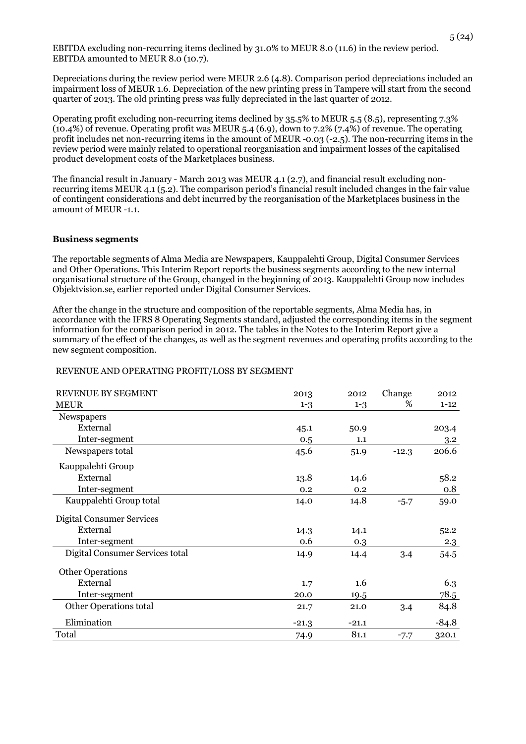EBITDA excluding non-recurring items declined by 31.0% to MEUR 8.0 (11.6) in the review period. EBITDA amounted to MEUR 8.0 (10.7).

Depreciations during the review period were MEUR 2.6 (4.8). Comparison period depreciations included an impairment loss of MEUR 1.6. Depreciation of the new printing press in Tampere will start from the second quarter of 2013. The old printing press was fully depreciated in the last quarter of 2012.

Operating profit excluding non-recurring items declined by 35.5% to MEUR 5.5 (8.5), representing 7.3% (10.4%) of revenue. Operating profit was MEUR 5.4 (6.9), down to 7.2% (7.4%) of revenue. The operating profit includes net non-recurring items in the amount of MEUR -0.03 (-2.5). The non-recurring items in the review period were mainly related to operational reorganisation and impairment losses of the capitalised product development costs of the Marketplaces business.

The financial result in January - March 2013 was MEUR 4.1 (2.7), and financial result excluding non-recurring items MEUR 4.1 (5.2). The comparison period's financial result included changes in the fair value of contingent considerations and debt incurred by the reorganisation of the Marketplaces business in the amount of MEUR -1.1.

**Business segments**

The reportable segments of Alma Media are Newspapers, Kauppalehti Group, Digital Consumer Services and Other Operations. This Interim Report reports the business segments according to the new internal organisational structure of the Group, changed in the beginning of 2013. Kauppalehti Group now includes Objektvision.se, earlier reported under Digital Consumer Services.

After the change in the structure and composition of the reportable segments, Alma Media has, in accordance with the IFRS 8 Operating Segments standard, adjusted the corresponding items in the segment information for the comparison period in 2012. The tables in the Notes to the Interim Report give a summary of the effect of the changes, as well as the segment revenues and operating profits according to the new segment composition.

REVENUE AND OPERATING PROFIT/LOSS BY SEGMENT

| REVENUE BY SEGMENT<br>MEUR | 2013<br>1-3 | 2012<br>1-3 | Change<br>% | 2012<br>1-12 |
|---|---|---|---|---|
| Newspapers | | | | |
| External | 45.1 | 50.9 | | 203.4 |
| Inter-segment | 0.5 | 1.1 | | 3.2 |
| Newspapers total | 45.6 | 51.9 | -12.3 | 206.6 |
| Kauppalehti Group | | | | |
| External | 13.8 | 14.6 | | 58.2 |
| Inter-segment | 0.2 | 0.2 | | 0.8 |
| Kauppalehti Group total | 14.0 | 14.8 | -5.7 | 59.0 |
| Digital Consumer Services | | | | |
| External | 14.3 | 14.1 | | 52.2 |
| Inter-segment | 0.6 | 0.3 | | 2.3 |
| Digital Consumer Services total | 14.9 | 14.4 | 3.4 | 54.5 |
| Other Operations | | | | |
| External | 1.7 | 1.6 | | 6.3 |
| Inter-segment | 20.0 | 19.5 | | 78.5 |
| Other Operations total | 21.7 | 21.0 | 3.4 | 84.8 |
| Elimination | -21.3 | -21.1 | | -84.8 |
| Total | 74.9 | 81.1 | -7.7 | 320.1 |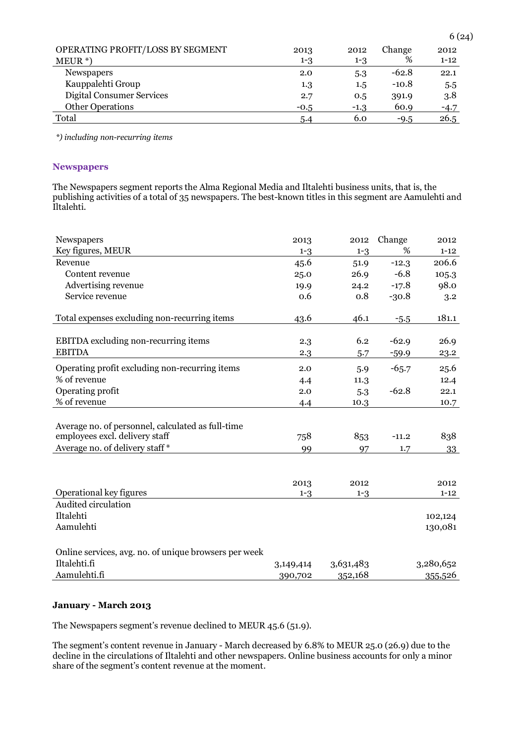| OPERATING PROFIT/LOSS BY SEGMENT | 2013 | 2012 | Change | 2012 |
|---|---|---|---|---|
| MEUR *) | 1-3 | 1-3 | % | 1-12 |
| Newspapers | 2.0 | 5.3 | -62.8 | 22.1 |
| Kauppalehti Group | 1.3 | 1.5 | -10.8 | 5.5 |
| Digital Consumer Services | 2.7 | 0.5 | 391.9 | 3.8 |
| Other Operations | -0.5 | -1.3 | 60.9 | -4.7 |
| Total | 5.4 | 6.0 | -9.5 | 26.5 |

*\*) including non-recurring items*

### Newspapers

The Newspapers segment reports the Alma Regional Media and Iltalehti business units, that is, the publishing activities of a total of 35 newspapers. The best-known titles in this segment are Aamulehti and Iltalehti.

| Newspapers | 2013 | 2012 | Change | 2012 |
|---|---|---|---|---|
| Key figures, MEUR | 1-3 | 1-3 | % | 1-12 |
| Revenue | 45.6 | 51.9 | -12.3 | 206.6 |
| Content revenue | 25.0 | 26.9 | -6.8 | 105.3 |
| Advertising revenue | 19.9 | 24.2 | -17.8 | 98.0 |
| Service revenue | 0.6 | 0.8 | -30.8 | 3.2 |
| Total expenses excluding non-recurring items | 43.6 | 46.1 | -5.5 | 181.1 |
| EBITDA excluding non-recurring items | 2.3 | 6.2 | -62.9 | 26.9 |
| EBITDA | 2.3 | 5.7 | -59.9 | 23.2 |
| Operating profit excluding non-recurring items | 2.0 | 5.9 | -65.7 | 25.6 |
| % of revenue | 4.4 | 11.3 | | 12.4 |
| Operating profit | 2.0 | 5.3 | -62.8 | 22.1 |
| % of revenue | 4.4 | 10.3 | | 10.7 |
| Average no. of personnel, calculated as full-time employees excl. delivery staff | 758 | 853 | -11.2 | 838 |
| Average no. of delivery staff * | 99 | 97 | 1.7 | 33 |

| Operational key figures | 2013 1-3 | 2012 1-3 | 2012 1-12 |
|---|---|---|---|
| Audited circulation | | | |
| Iltalehti | | | 102,124 |
| Aamulehti | | | 130,081 |
| Online services, avg. no. of unique browsers per week | | | |
| Iltalehti.fi | 3,149,414 | 3,631,483 | 3,280,652 |
| Aamulehti.fi | 390,702 | 352,168 | 355,526 |

**January - March 2013**

The Newspapers segment's revenue declined to MEUR 45.6 (51.9).

The segment's content revenue in January - March decreased by 6.8% to MEUR 25.0 (26.9) due to the decline in the circulations of Iltalehti and other newspapers. Online business accounts for only a minor share of the segment's content revenue at the moment.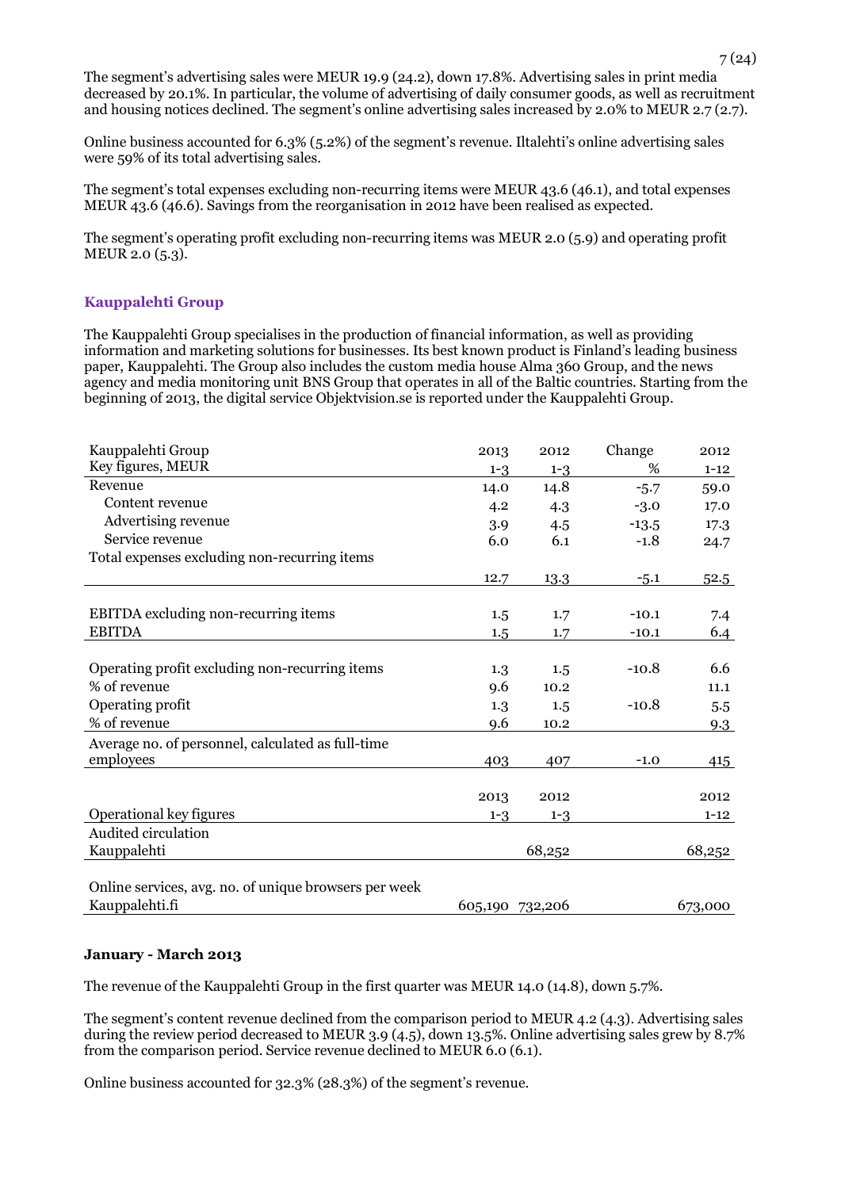The segment's advertising sales were MEUR 19.9 (24.2), down 17.8%. Advertising sales in print media decreased by 20.1%. In particular, the volume of advertising of daily consumer goods, as well as recruitment and housing notices declined. The segment's online advertising sales increased by 2.0% to MEUR 2.7 (2.7).

Online business accounted for 6.3% (5.2%) of the segment's revenue. Iltalehti's online advertising sales were 59% of its total advertising sales.

The segment's total expenses excluding non-recurring items were MEUR 43.6 (46.1), and total expenses MEUR 43.6 (46.6). Savings from the reorganisation in 2012 have been realised as expected.

The segment's operating profit excluding non-recurring items was MEUR 2.0 (5.9) and operating profit MEUR 2.0 (5.3).

### Kauppalehti Group

The Kauppalehti Group specialises in the production of financial information, as well as providing information and marketing solutions for businesses. Its best known product is Finland's leading business paper, Kauppalehti. The Group also includes the custom media house Alma 360 Group, and the news agency and media monitoring unit BNS Group that operates in all of the Baltic countries. Starting from the beginning of 2013, the digital service Objektvision.se is reported under the Kauppalehti Group.

| Kauppalehti Group Key figures, MEUR | 2013 1-3 | 2012 1-3 | Change % | 2012 1-12 |
|---|---|---|---|---|
| Revenue | 14.0 | 14.8 | -5.7 | 59.0 |
| Content revenue | 4.2 | 4.3 | -3.0 | 17.0 |
| Advertising revenue | 3.9 | 4.5 | -13.5 | 17.3 |
| Service revenue | 6.0 | 6.1 | -1.8 | 24.7 |
| Total expenses excluding non-recurring items | 12.7 | 13.3 | -5.1 | 52.5 |
| EBITDA excluding non-recurring items | 1.5 | 1.7 | -10.1 | 7.4 |
| EBITDA | 1.5 | 1.7 | -10.1 | 6.4 |
| Operating profit excluding non-recurring items | 1.3 | 1.5 | -10.8 | 6.6 |
| % of revenue | 9.6 | 10.2 | | 11.1 |
| Operating profit | 1.3 | 1.5 | -10.8 | 5.5 |
| % of revenue | 9.6 | 10.2 | | 9.3 |
| Average no. of personnel, calculated as full-time employees | 403 | 407 | -1.0 | 415 |

| Operational key figures | 2013 1-3 | 2012 1-3 | 2012 1-12 |
|---|---|---|---|
| Audited circulation | | | |
| Kauppalehti | | 68,252 | 68,252 |
| Online services, avg. no. of unique browsers per week | | | |
| Kauppalehti.fi | 605,190 | 732,206 | 673,000 |

**January - March 2013**

The revenue of the Kauppalehti Group in the first quarter was MEUR 14.0 (14.8), down 5.7%.

The segment's content revenue declined from the comparison period to MEUR 4.2 (4.3). Advertising sales during the review period decreased to MEUR 3.9 (4.5), down 13.5%. Online advertising sales grew by 8.7% from the comparison period. Service revenue declined to MEUR 6.0 (6.1).

Online business accounted for 32.3% (28.3%) of the segment's revenue.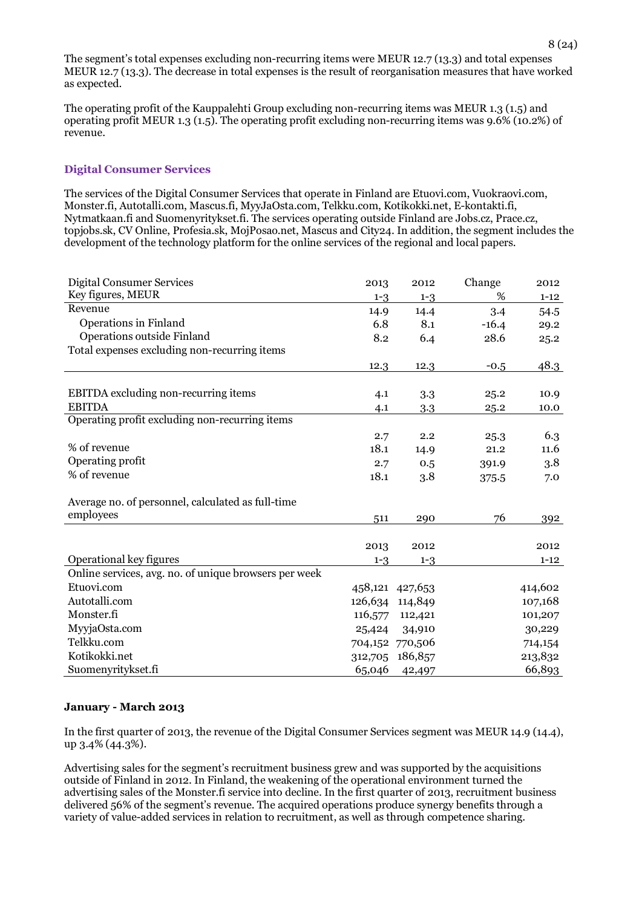The segment's total expenses excluding non-recurring items were MEUR 12.7 (13.3) and total expenses MEUR 12.7 (13.3). The decrease in total expenses is the result of reorganisation measures that have worked as expected.

The operating profit of the Kauppalehti Group excluding non-recurring items was MEUR 1.3 (1.5) and operating profit MEUR 1.3 (1.5). The operating profit excluding non-recurring items was 9.6% (10.2%) of revenue.

## Digital Consumer Services

The services of the Digital Consumer Services that operate in Finland are Etuovi.com, Vuokraovi.com, Monster.fi, Autotalli.com, Mascus.fi, MyyJaOsta.com, Telkku.com, Kotikokki.net, E-kontakti.fi, Nytmatkaan.fi and Suomenyritykset.fi. The services operating outside Finland are Jobs.cz, Prace.cz, topjobs.sk, CV Online, Profesia.sk, MojPosao.net, Mascus and City24. In addition, the segment includes the development of the technology platform for the online services of the regional and local papers.

| Digital Consumer Services<br>Key figures, MEUR | 2013<br>1-3 | 2012<br>1-3 | Change<br>% | 2012<br>1-12 |
|---|---|---|---|---|
| Revenue | 14.9 | 14.4 | 3.4 | 54.5 |
| Operations in Finland | 6.8 | 8.1 | -16.4 | 29.2 |
| Operations outside Finland | 8.2 | 6.4 | 28.6 | 25.2 |
| Total expenses excluding non-recurring items | 12.3 | 12.3 | -0.5 | 48.3 |
| EBITDA excluding non-recurring items | 4.1 | 3.3 | 25.2 | 10.9 |
| EBITDA | 4.1 | 3.3 | 25.2 | 10.0 |
| Operating profit excluding non-recurring items | 2.7 | 2.2 | 25.3 | 6.3 |
| % of revenue | 18.1 | 14.9 | 21.2 | 11.6 |
| Operating profit | 2.7 | 0.5 | 391.9 | 3.8 |
| % of revenue | 18.1 | 3.8 | 375.5 | 7.0 |
| Average no. of personnel, calculated as full-time employees | 511 | 290 | 76 | 392 |

| Operational key figures | 2013<br>1-3 | 2012<br>1-3 | 2012<br>1-12 |
|---|---|---|---|
| Online services, avg. no. of unique browsers per week | | | |
| Etuovi.com | 458,121 | 427,653 | 414,602 |
| Autotalli.com | 126,634 | 114,849 | 107,168 |
| Monster.fi | 116,577 | 112,421 | 101,207 |
| MyyjaOsta.com | 25,424 | 34,910 | 30,229 |
| Telkku.com | 704,152 | 770,506 | 714,154 |
| Kotikokki.net | 312,705 | 186,857 | 213,832 |
| Suomenyritykset.fi | 65,046 | 42,497 | 66,893 |

### January - March 2013

In the first quarter of 2013, the revenue of the Digital Consumer Services segment was MEUR 14.9 (14.4), up 3.4% (44.3%).

Advertising sales for the segment's recruitment business grew and was supported by the acquisitions outside of Finland in 2012. In Finland, the weakening of the operational environment turned the advertising sales of the Monster.fi service into decline. In the first quarter of 2013, recruitment business delivered 56% of the segment's revenue. The acquired operations produce synergy benefits through a variety of value-added services in relation to recruitment, as well as through competence sharing.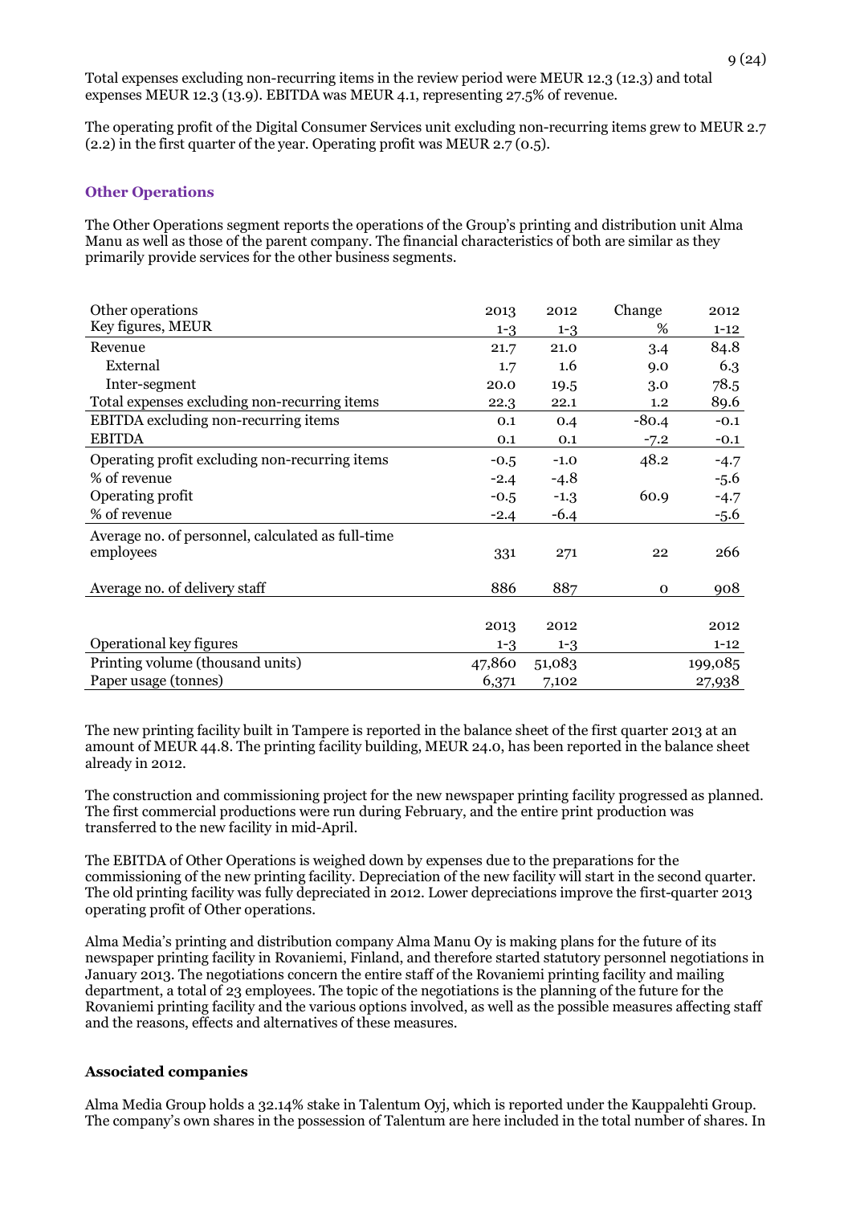Total expenses excluding non-recurring items in the review period were MEUR 12.3 (12.3) and total expenses MEUR 12.3 (13.9). EBITDA was MEUR 4.1, representing 27.5% of revenue.

The operating profit of the Digital Consumer Services unit excluding non-recurring items grew to MEUR 2.7 (2.2) in the first quarter of the year. Operating profit was MEUR 2.7 (0.5).

### Other Operations

The Other Operations segment reports the operations of the Group's printing and distribution unit Alma Manu as well as those of the parent company. The financial characteristics of both are similar as they primarily provide services for the other business segments.

| Other operations<br>Key figures, MEUR | 2013<br>1-3 | 2012<br>1-3 | Change<br>% | 2012<br>1-12 |
|---|---|---|---|---|
| Revenue | 21.7 | 21.0 | 3.4 | 84.8 |
| External | 1.7 | 1.6 | 9.0 | 6.3 |
| Inter-segment | 20.0 | 19.5 | 3.0 | 78.5 |
| Total expenses excluding non-recurring items | 22.3 | 22.1 | 1.2 | 89.6 |
| EBITDA excluding non-recurring items | 0.1 | 0.4 | -80.4 | -0.1 |
| EBITDA | 0.1 | 0.1 | -7.2 | -0.1 |
| Operating profit excluding non-recurring items | -0.5 | -1.0 | 48.2 | -4.7 |
| % of revenue | -2.4 | -4.8 | | -5.6 |
| Operating profit | -0.5 | -1.3 | 60.9 | -4.7 |
| % of revenue | -2.4 | -6.4 | | -5.6 |
| Average no. of personnel, calculated as full-time employees | 331 | 271 | 22 | 266 |
| Average no. of delivery staff | 886 | 887 | 0 | 908 |

| Operational key figures | 2013<br>1-3 | 2012<br>1-3 | 2012<br>1-12 |
|---|---|---|---|
| Printing volume (thousand units) | 47,860 | 51,083 | 199,085 |
| Paper usage (tonnes) | 6,371 | 7,102 | 27,938 |

The new printing facility built in Tampere is reported in the balance sheet of the first quarter 2013 at an amount of MEUR 44.8. The printing facility building, MEUR 24.0, has been reported in the balance sheet already in 2012.

The construction and commissioning project for the new newspaper printing facility progressed as planned. The first commercial productions were run during February, and the entire print production was transferred to the new facility in mid-April.

The EBITDA of Other Operations is weighed down by expenses due to the preparations for the commissioning of the new printing facility. Depreciation of the new facility will start in the second quarter. The old printing facility was fully depreciated in 2012. Lower depreciations improve the first-quarter 2013 operating profit of Other operations.

Alma Media's printing and distribution company Alma Manu Oy is making plans for the future of its newspaper printing facility in Rovaniemi, Finland, and therefore started statutory personnel negotiations in January 2013. The negotiations concern the entire staff of the Rovaniemi printing facility and mailing department, a total of 23 employees. The topic of the negotiations is the planning of the future for the Rovaniemi printing facility and the various options involved, as well as the possible measures affecting staff and the reasons, effects and alternatives of these measures.

### Associated companies

Alma Media Group holds a 32.14% stake in Talentum Oyj, which is reported under the Kauppalehti Group. The company's own shares in the possession of Talentum are here included in the total number of shares. In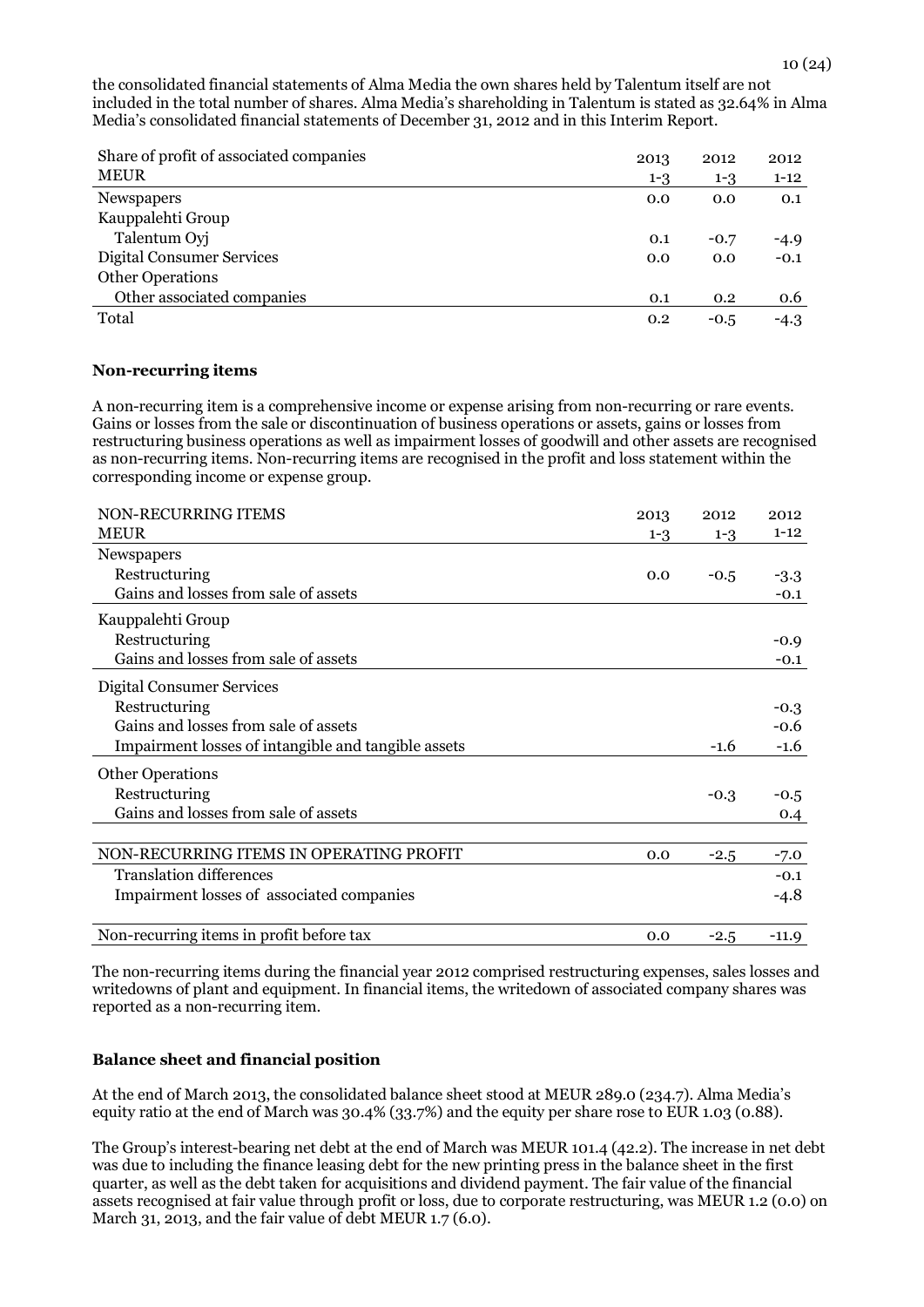the consolidated financial statements of Alma Media the own shares held by Talentum itself are not included in the total number of shares. Alma Media's shareholding in Talentum is stated as 32.64% in Alma Media's consolidated financial statements of December 31, 2012 and in this Interim Report.

| Share of profit of associated companies | 2013 | 2012 | 2012 |
|---|---|---|---|
| MEUR | 1-3 | 1-3 | 1-12 |
| Newspapers | 0.0 | 0.0 | 0.1 |
| Kauppalehti Group | | | |
| Talentum Oyj | 0.1 | -0.7 | -4.9 |
| Digital Consumer Services | 0.0 | 0.0 | -0.1 |
| Other Operations | | | |
| Other associated companies | 0.1 | 0.2 | 0.6 |
| Total | 0.2 | -0.5 | -4.3 |

**Non-recurring items**

A non-recurring item is a comprehensive income or expense arising from non-recurring or rare events. Gains or losses from the sale or discontinuation of business operations or assets, gains or losses from restructuring business operations as well as impairment losses of goodwill and other assets are recognised as non-recurring items. Non-recurring items are recognised in the profit and loss statement within the corresponding income or expense group.

| NON-RECURRING ITEMS | 2013 | 2012 | 2012 |
|---|---|---|---|
| MEUR | 1-3 | 1-3 | 1-12 |
| Newspapers | | | |
| Restructuring | 0.0 | -0.5 | -3.3 |
| Gains and losses from sale of assets | | | -0.1 |
| Kauppalehti Group | | | |
| Restructuring | | | -0.9 |
| Gains and losses from sale of assets | | | -0.1 |
| Digital Consumer Services | | | |
| Restructuring | | | -0.3 |
| Gains and losses from sale of assets | | | -0.6 |
| Impairment losses of intangible and tangible assets | | -1.6 | -1.6 |
| Other Operations | | | |
| Restructuring | | -0.3 | -0.5 |
| Gains and losses from sale of assets | | | 0.4 |
| NON-RECURRING ITEMS IN OPERATING PROFIT | 0.0 | -2.5 | -7.0 |
| Translation differences | | | -0.1 |
| Impairment losses of associated companies | | | -4.8 |
| Non-recurring items in profit before tax | 0.0 | -2.5 | -11.9 |

The non-recurring items during the financial year 2012 comprised restructuring expenses, sales losses and writedowns of plant and equipment. In financial items, the writedown of associated company shares was reported as a non-recurring item.

**Balance sheet and financial position**

At the end of March 2013, the consolidated balance sheet stood at MEUR 289.0 (234.7). Alma Media's equity ratio at the end of March was 30.4% (33.7%) and the equity per share rose to EUR 1.03 (0.88).

The Group's interest-bearing net debt at the end of March was MEUR 101.4 (42.2). The increase in net debt was due to including the finance leasing debt for the new printing press in the balance sheet in the first quarter, as well as the debt taken for acquisitions and dividend payment. The fair value of the financial assets recognised at fair value through profit or loss, due to corporate restructuring, was MEUR 1.2 (0.0) on March 31, 2013, and the fair value of debt MEUR 1.7 (6.0).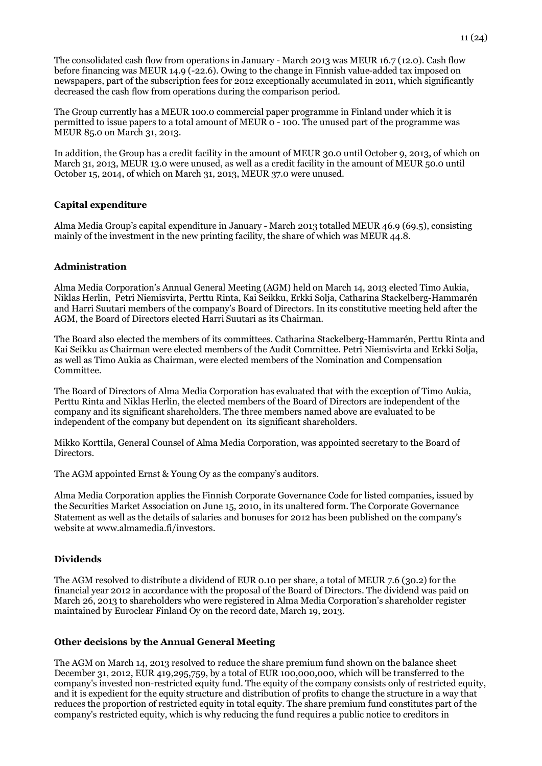The consolidated cash flow from operations in January - March 2013 was MEUR 16.7 (12.0). Cash flow before financing was MEUR 14.9 (-22.6). Owing to the change in Finnish value-added tax imposed on newspapers, part of the subscription fees for 2012 exceptionally accumulated in 2011, which significantly decreased the cash flow from operations during the comparison period.

The Group currently has a MEUR 100.0 commercial paper programme in Finland under which it is permitted to issue papers to a total amount of MEUR 0 - 100. The unused part of the programme was MEUR 85.0 on March 31, 2013.

In addition, the Group has a credit facility in the amount of MEUR 30.0 until October 9, 2013, of which on March 31, 2013, MEUR 13.0 were unused, as well as a credit facility in the amount of MEUR 50.0 until October 15, 2014, of which on March 31, 2013, MEUR 37.0 were unused.

## Capital expenditure

Alma Media Group's capital expenditure in January - March 2013 totalled MEUR 46.9 (69.5), consisting mainly of the investment in the new printing facility, the share of which was MEUR 44.8.

## Administration

Alma Media Corporation's Annual General Meeting (AGM) held on March 14, 2013 elected Timo Aukia, Niklas Herlin, Petri Niemisvirta, Perttu Rinta, Kai Seikku, Erkki Solja, Catharina Stackelberg-Hammarén and Harri Suutari members of the company's Board of Directors. In its constitutive meeting held after the AGM, the Board of Directors elected Harri Suutari as its Chairman.

The Board also elected the members of its committees. Catharina Stackelberg-Hammarén, Perttu Rinta and Kai Seikku as Chairman were elected members of the Audit Committee. Petri Niemisvirta and Erkki Solja, as well as Timo Aukia as Chairman, were elected members of the Nomination and Compensation Committee.

The Board of Directors of Alma Media Corporation has evaluated that with the exception of Timo Aukia, Perttu Rinta and Niklas Herlin, the elected members of the Board of Directors are independent of the company and its significant shareholders. The three members named above are evaluated to be independent of the company but dependent on its significant shareholders.

Mikko Korttila, General Counsel of Alma Media Corporation, was appointed secretary to the Board of Directors.

The AGM appointed Ernst & Young Oy as the company's auditors.

Alma Media Corporation applies the Finnish Corporate Governance Code for listed companies, issued by the Securities Market Association on June 15, 2010, in its unaltered form. The Corporate Governance Statement as well as the details of salaries and bonuses for 2012 has been published on the company's website at www.almamedia.fi/investors.

## Dividends

The AGM resolved to distribute a dividend of EUR 0.10 per share, a total of MEUR 7.6 (30.2) for the financial year 2012 in accordance with the proposal of the Board of Directors. The dividend was paid on March 26, 2013 to shareholders who were registered in Alma Media Corporation's shareholder register maintained by Euroclear Finland Oy on the record date, March 19, 2013.

## Other decisions by the Annual General Meeting

The AGM on March 14, 2013 resolved to reduce the share premium fund shown on the balance sheet December 31, 2012, EUR 419,295,759, by a total of EUR 100,000,000, which will be transferred to the company's invested non-restricted equity fund. The equity of the company consists only of restricted equity, and it is expedient for the equity structure and distribution of profits to change the structure in a way that reduces the proportion of restricted equity in total equity. The share premium fund constitutes part of the company's restricted equity, which is why reducing the fund requires a public notice to creditors in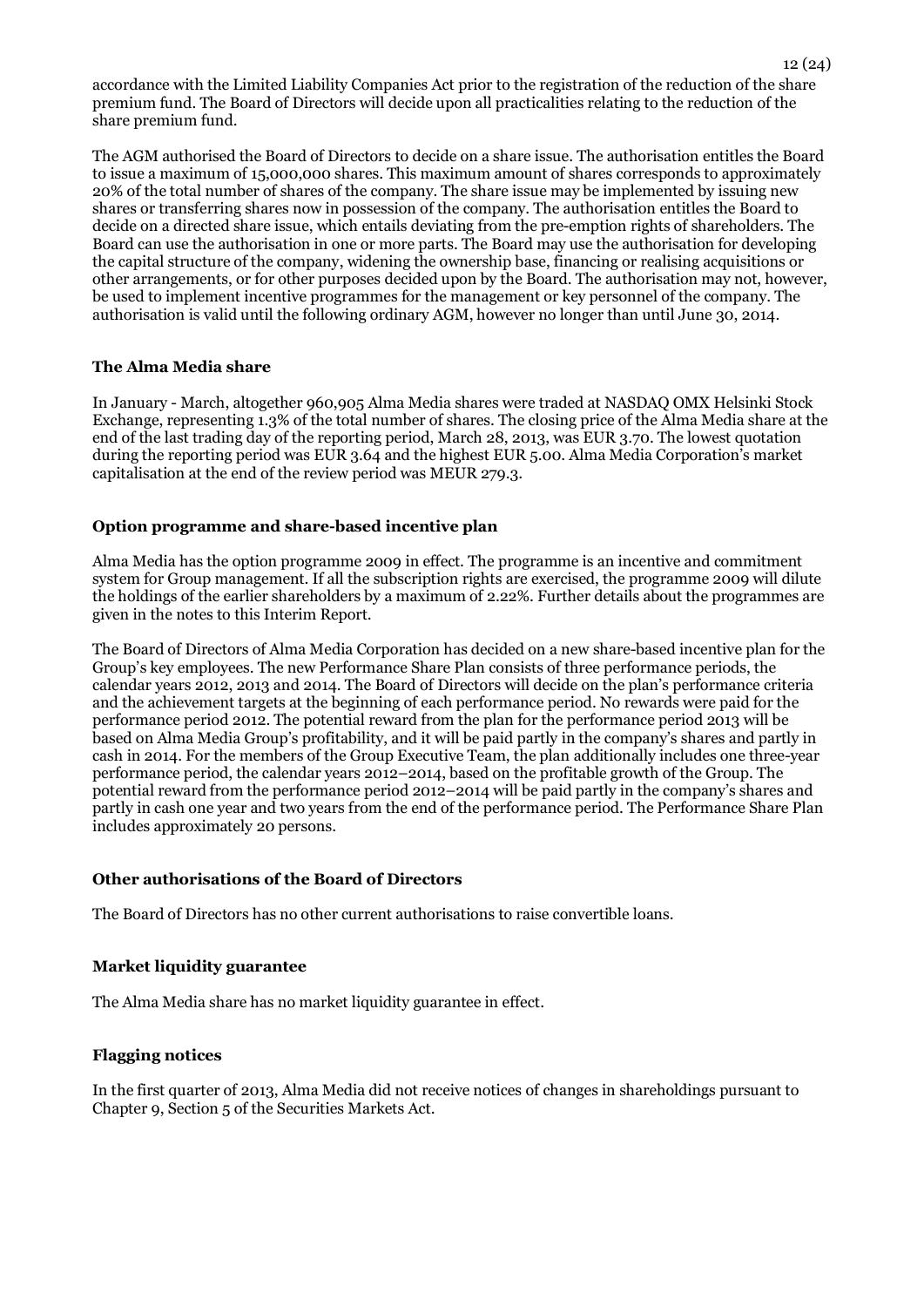accordance with the Limited Liability Companies Act prior to the registration of the reduction of the share premium fund. The Board of Directors will decide upon all practicalities relating to the reduction of the share premium fund.

The AGM authorised the Board of Directors to decide on a share issue. The authorisation entitles the Board to issue a maximum of 15,000,000 shares. This maximum amount of shares corresponds to approximately 20% of the total number of shares of the company. The share issue may be implemented by issuing new shares or transferring shares now in possession of the company. The authorisation entitles the Board to decide on a directed share issue, which entails deviating from the pre-emption rights of shareholders. The Board can use the authorisation in one or more parts. The Board may use the authorisation for developing the capital structure of the company, widening the ownership base, financing or realising acquisitions or other arrangements, or for other purposes decided upon by the Board. The authorisation may not, however, be used to implement incentive programmes for the management or key personnel of the company. The authorisation is valid until the following ordinary AGM, however no longer than until June 30, 2014.

### The Alma Media share

In January - March, altogether 960,905 Alma Media shares were traded at NASDAQ OMX Helsinki Stock Exchange, representing 1.3% of the total number of shares. The closing price of the Alma Media share at the end of the last trading day of the reporting period, March 28, 2013, was EUR 3.70. The lowest quotation during the reporting period was EUR 3.64 and the highest EUR 5.00. Alma Media Corporation's market capitalisation at the end of the review period was MEUR 279.3.

### Option programme and share-based incentive plan

Alma Media has the option programme 2009 in effect. The programme is an incentive and commitment system for Group management. If all the subscription rights are exercised, the programme 2009 will dilute the holdings of the earlier shareholders by a maximum of 2.22%. Further details about the programmes are given in the notes to this Interim Report.

The Board of Directors of Alma Media Corporation has decided on a new share-based incentive plan for the Group's key employees. The new Performance Share Plan consists of three performance periods, the calendar years 2012, 2013 and 2014. The Board of Directors will decide on the plan's performance criteria and the achievement targets at the beginning of each performance period. No rewards were paid for the performance period 2012. The potential reward from the plan for the performance period 2013 will be based on Alma Media Group's profitability, and it will be paid partly in the company's shares and partly in cash in 2014. For the members of the Group Executive Team, the plan additionally includes one three-year performance period, the calendar years 2012–2014, based on the profitable growth of the Group. The potential reward from the performance period 2012–2014 will be paid partly in the company's shares and partly in cash one year and two years from the end of the performance period. The Performance Share Plan includes approximately 20 persons.

### Other authorisations of the Board of Directors

The Board of Directors has no other current authorisations to raise convertible loans.

### Market liquidity guarantee

The Alma Media share has no market liquidity guarantee in effect.

### Flagging notices

In the first quarter of 2013, Alma Media did not receive notices of changes in shareholdings pursuant to Chapter 9, Section 5 of the Securities Markets Act.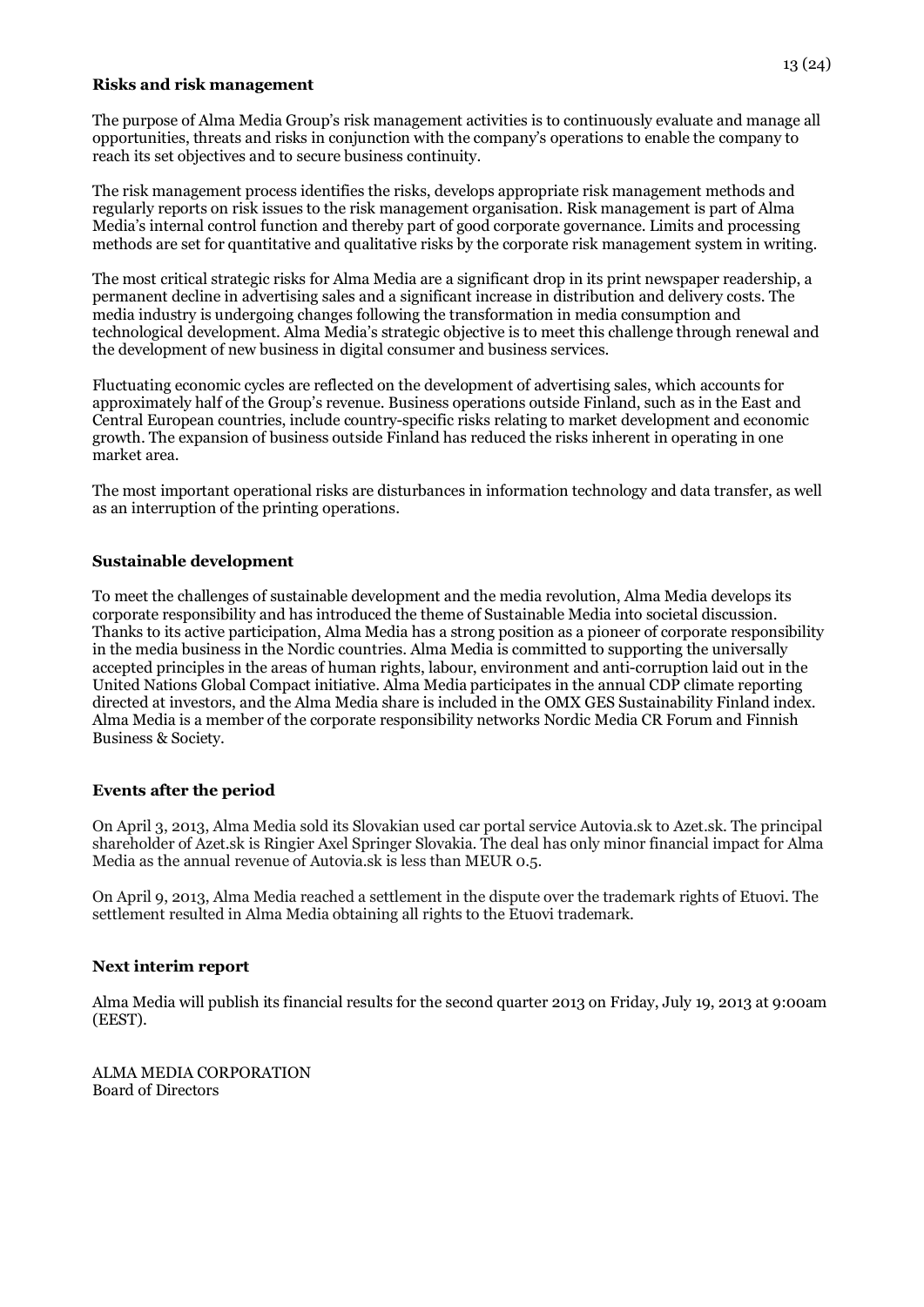### Risks and risk management

The purpose of Alma Media Group's risk management activities is to continuously evaluate and manage all opportunities, threats and risks in conjunction with the company's operations to enable the company to reach its set objectives and to secure business continuity.

The risk management process identifies the risks, develops appropriate risk management methods and regularly reports on risk issues to the risk management organisation. Risk management is part of Alma Media's internal control function and thereby part of good corporate governance. Limits and processing methods are set for quantitative and qualitative risks by the corporate risk management system in writing.

The most critical strategic risks for Alma Media are a significant drop in its print newspaper readership, a permanent decline in advertising sales and a significant increase in distribution and delivery costs. The media industry is undergoing changes following the transformation in media consumption and technological development. Alma Media's strategic objective is to meet this challenge through renewal and the development of new business in digital consumer and business services.

Fluctuating economic cycles are reflected on the development of advertising sales, which accounts for approximately half of the Group's revenue. Business operations outside Finland, such as in the East and Central European countries, include country-specific risks relating to market development and economic growth. The expansion of business outside Finland has reduced the risks inherent in operating in one market area.

The most important operational risks are disturbances in information technology and data transfer, as well as an interruption of the printing operations.

### Sustainable development

To meet the challenges of sustainable development and the media revolution, Alma Media develops its corporate responsibility and has introduced the theme of Sustainable Media into societal discussion. Thanks to its active participation, Alma Media has a strong position as a pioneer of corporate responsibility in the media business in the Nordic countries. Alma Media is committed to supporting the universally accepted principles in the areas of human rights, labour, environment and anti-corruption laid out in the United Nations Global Compact initiative. Alma Media participates in the annual CDP climate reporting directed at investors, and the Alma Media share is included in the OMX GES Sustainability Finland index. Alma Media is a member of the corporate responsibility networks Nordic Media CR Forum and Finnish Business & Society.

### Events after the period

On April 3, 2013, Alma Media sold its Slovakian used car portal service Autovia.sk to Azet.sk. The principal shareholder of Azet.sk is Ringier Axel Springer Slovakia. The deal has only minor financial impact for Alma Media as the annual revenue of Autovia.sk is less than MEUR 0.5.

On April 9, 2013, Alma Media reached a settlement in the dispute over the trademark rights of Etuovi. The settlement resulted in Alma Media obtaining all rights to the Etuovi trademark.

### Next interim report

Alma Media will publish its financial results for the second quarter 2013 on Friday, July 19, 2013 at 9:00am (EEST).

ALMA MEDIA CORPORATION
Board of Directors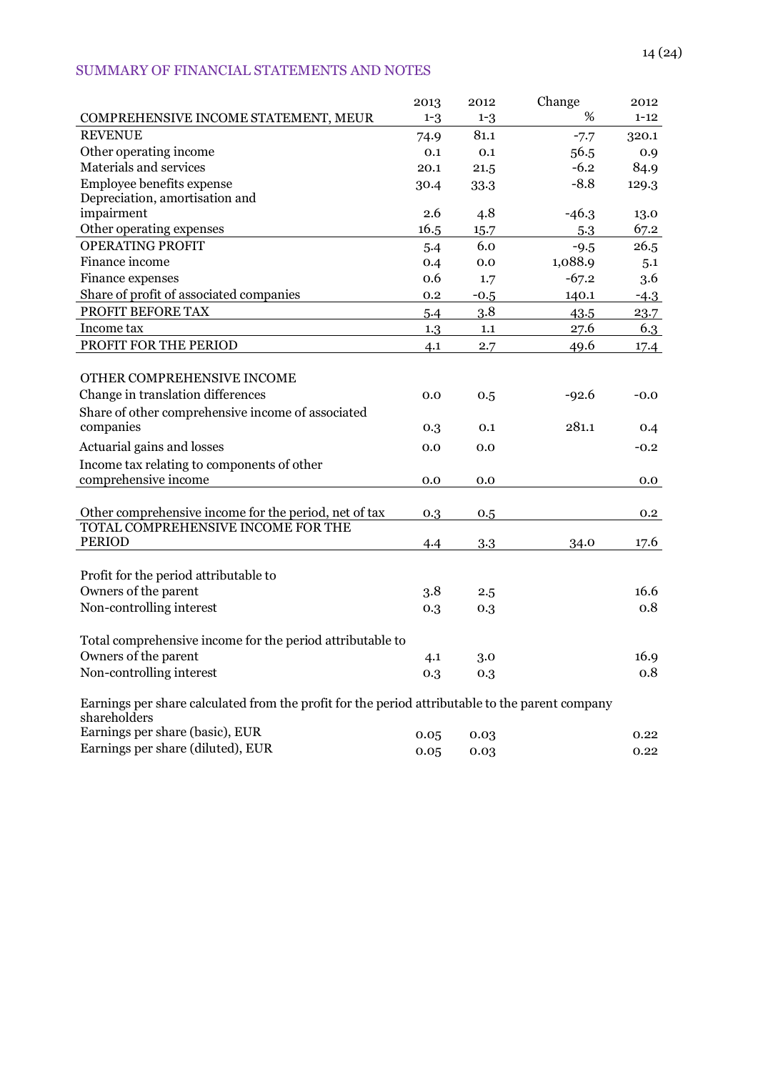## SUMMARY OF FINANCIAL STATEMENTS AND NOTES

| COMPREHENSIVE INCOME STATEMENT, MEUR | 2013 1-3 | 2012 1-3 | Change % | 2012 1-12 |
|---|---|---|---|---|
| REVENUE | 74.9 | 81.1 | -7.7 | 320.1 |
| Other operating income | 0.1 | 0.1 | 56.5 | 0.9 |
| Materials and services | 20.1 | 21.5 | -6.2 | 84.9 |
| Employee benefits expense | 30.4 | 33.3 | -8.8 | 129.3 |
| Depreciation, amortisation and impairment | 2.6 | 4.8 | -46.3 | 13.0 |
| Other operating expenses | 16.5 | 15.7 | 5.3 | 67.2 |
| OPERATING PROFIT | 5.4 | 6.0 | -9.5 | 26.5 |
| Finance income | 0.4 | 0.0 | 1,088.9 | 5.1 |
| Finance expenses | 0.6 | 1.7 | -67.2 | 3.6 |
| Share of profit of associated companies | 0.2 | -0.5 | 140.1 | -4.3 |
| PROFIT BEFORE TAX | 5.4 | 3.8 | 43.5 | 23.7 |
| Income tax | 1.3 | 1.1 | 27.6 | 6.3 |
| PROFIT FOR THE PERIOD | 4.1 | 2.7 | 49.6 | 17.4 |
| | | | | |
| OTHER COMPREHENSIVE INCOME | | | | |
| Change in translation differences | 0.0 | 0.5 | -92.6 | -0.0 |
| Share of other comprehensive income of associated companies | 0.3 | 0.1 | 281.1 | 0.4 |
| Actuarial gains and losses | 0.0 | 0.0 | | -0.2 |
| Income tax relating to components of other comprehensive income | 0.0 | 0.0 | | 0.0 |
| | | | | |
| Other comprehensive income for the period, net of tax | 0.3 | 0.5 | | 0.2 |
| TOTAL COMPREHENSIVE INCOME FOR THE PERIOD | 4.4 | 3.3 | 34.0 | 17.6 |
| | | | | |
| Profit for the period attributable to | | | | |
| Owners of the parent | 3.8 | 2.5 | | 16.6 |
| Non-controlling interest | 0.3 | 0.3 | | 0.8 |
| | | | | |
| Total comprehensive income for the period attributable to | | | | |
| Owners of the parent | 4.1 | 3.0 | | 16.9 |
| Non-controlling interest | 0.3 | 0.3 | | 0.8 |
| | | | | |
| Earnings per share calculated from the profit for the period attributable to the parent company shareholders | | | | |
| Earnings per share (basic), EUR | 0.05 | 0.03 | | 0.22 |
| Earnings per share (diluted), EUR | 0.05 | 0.03 | | 0.22 |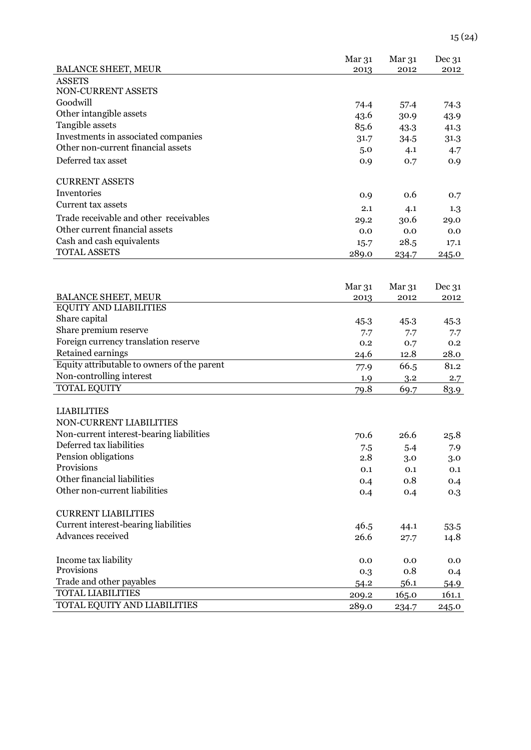| BALANCE SHEET, MEUR | Mar 31 2013 | Mar 31 2012 | Dec 31 2012 |
|---|---|---|---|
| ASSETS | | | |
| NON-CURRENT ASSETS | | | |
| Goodwill | 74.4 | 57.4 | 74.3 |
| Other intangible assets | 43.6 | 30.9 | 43.9 |
| Tangible assets | 85.6 | 43.3 | 41.3 |
| Investments in associated companies | 31.7 | 34.5 | 31.3 |
| Other non-current financial assets | 5.0 | 4.1 | 4.7 |
| Deferred tax asset | 0.9 | 0.7 | 0.9 |
| CURRENT ASSETS | | | |
| Inventories | 0.9 | 0.6 | 0.7 |
| Current tax assets | 2.1 | 4.1 | 1.3 |
| Trade receivable and other receivables | 29.2 | 30.6 | 29.0 |
| Other current financial assets | 0.0 | 0.0 | 0.0 |
| Cash and cash equivalents | 15.7 | 28.5 | 17.1 |
| TOTAL ASSETS | 289.0 | 234.7 | 245.0 |

| BALANCE SHEET, MEUR | Mar 31 2013 | Mar 31 2012 | Dec 31 2012 |
|---|---|---|---|
| EQUITY AND LIABILITIES | | | |
| Share capital | 45.3 | 45.3 | 45.3 |
| Share premium reserve | 7.7 | 7.7 | 7.7 |
| Foreign currency translation reserve | 0.2 | 0.7 | 0.2 |
| Retained earnings | 24.6 | 12.8 | 28.0 |
| Equity attributable to owners of the parent | 77.9 | 66.5 | 81.2 |
| Non-controlling interest | 1.9 | 3.2 | 2.7 |
| TOTAL EQUITY | 79.8 | 69.7 | 83.9 |
| LIABILITIES | | | |
| NON-CURRENT LIABILITIES | | | |
| Non-current interest-bearing liabilities | 70.6 | 26.6 | 25.8 |
| Deferred tax liabilities | 7.5 | 5.4 | 7.9 |
| Pension obligations | 2.8 | 3.0 | 3.0 |
| Provisions | 0.1 | 0.1 | 0.1 |
| Other financial liabilities | 0.4 | 0.8 | 0.4 |
| Other non-current liabilities | 0.4 | 0.4 | 0.3 |
| CURRENT LIABILITIES | | | |
| Current interest-bearing liabilities | 46.5 | 44.1 | 53.5 |
| Advances received | 26.6 | 27.7 | 14.8 |
| Income tax liability | 0.0 | 0.0 | 0.0 |
| Provisions | 0.3 | 0.8 | 0.4 |
| Trade and other payables | 54.2 | 56.1 | 54.9 |
| TOTAL LIABILITIES | 209.2 | 165.0 | 161.1 |
| TOTAL EQUITY AND LIABILITIES | 289.0 | 234.7 | 245.0 |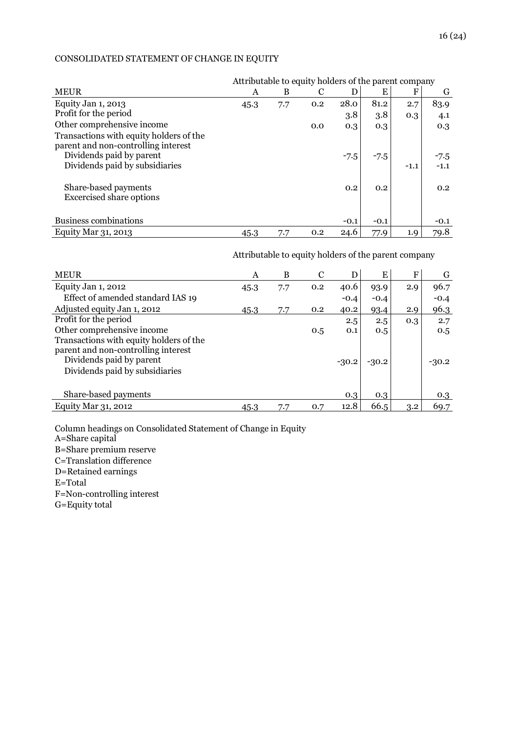CONSOLIDATED STATEMENT OF CHANGE IN EQUITY

| | Attributable to equity holders of the parent company | | | | | | |
|---|---|---|---|---|---|---|---|
| MEUR | A | B | C | D | E | F | G |
| Equity Jan 1, 2013 | 45.3 | 7.7 | 0.2 | 28.0 | 81.2 | 2.7 | 83.9 |
| Profit for the period | | | | 3.8 | 3.8 | 0.3 | 4.1 |
| Other comprehensive income | | | 0.0 | 0.3 | 0.3 | | 0.3 |
| Transactions with equity holders of the parent and non-controlling interest | | | | | | | |
| Dividends paid by parent | | | | -7.5 | -7.5 | | -7.5 |
| Dividends paid by subsidiaries | | | | | | -1.1 | -1.1 |
| Share-based payments | | | | 0.2 | 0.2 | | 0.2 |
| Excercised share options | | | | | | | |
| Business combinations | | | | -0.1 | -0.1 | | -0.1 |
| Equity Mar 31, 2013 | 45.3 | 7.7 | 0.2 | 24.6 | 77.9 | 1.9 | 79.8 |

| | Attributable to equity holders of the parent company | | | | | | |
|---|---|---|---|---|---|---|---|
| MEUR | A | B | C | D | E | F | G |
| Equity Jan 1, 2012 | 45.3 | 7.7 | 0.2 | 40.6 | 93.9 | 2.9 | 96.7 |
| Effect of amended standard IAS 19 | | | | -0.4 | -0.4 | | -0.4 |
| Adjusted equity Jan 1, 2012 | 45.3 | 7.7 | 0.2 | 40.2 | 93.4 | 2.9 | 96.3 |
| Profit for the period | | | | 2.5 | 2.5 | 0.3 | 2.7 |
| Other comprehensive income | | | 0.5 | 0.1 | 0.5 | | 0.5 |
| Transactions with equity holders of the parent and non-controlling interest | | | | | | | |
| Dividends paid by parent | | | | -30.2 | -30.2 | | -30.2 |
| Dividends paid by subsidiaries | | | | | | | |
| Share-based payments | | | | 0.3 | 0.3 | | 0.3 |
| Equity Mar 31, 2012 | 45.3 | 7.7 | 0.7 | 12.8 | 66.5 | 3.2 | 69.7 |

Column headings on Consolidated Statement of Change in Equity
A=Share capital
B=Share premium reserve
C=Translation difference
D=Retained earnings
E=Total
F=Non-controlling interest
G=Equity total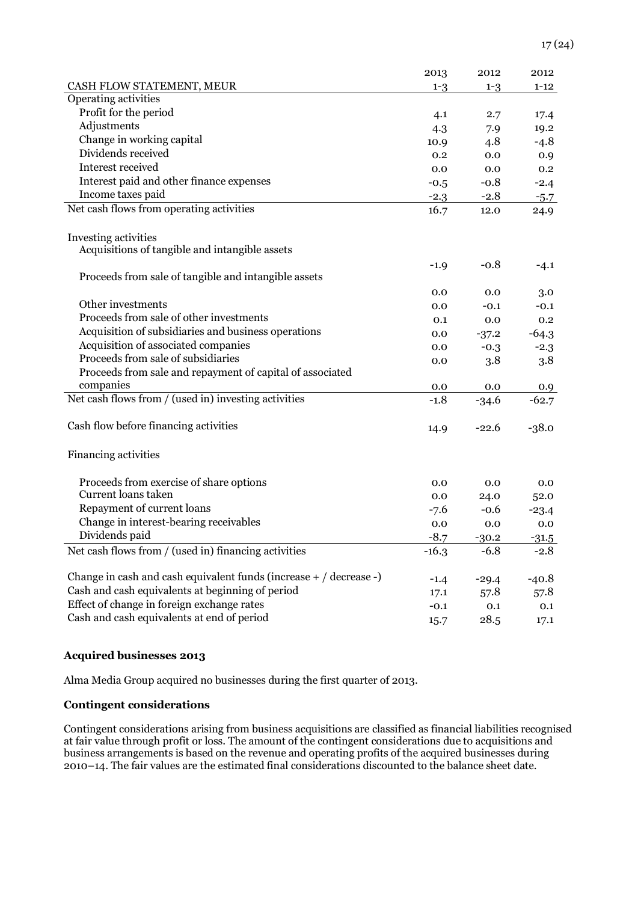| CASH FLOW STATEMENT, MEUR | 2013 1-3 | 2012 1-3 | 2012 1-12 |
|---|---|---|---|
| Operating activities | | | |
| Profit for the period | 4.1 | 2.7 | 17.4 |
| Adjustments | 4.3 | 7.9 | 19.2 |
| Change in working capital | 10.9 | 4.8 | -4.8 |
| Dividends received | 0.2 | 0.0 | 0.9 |
| Interest received | 0.0 | 0.0 | 0.2 |
| Interest paid and other finance expenses | -0.5 | -0.8 | -2.4 |
| Income taxes paid | -2.3 | -2.8 | -5.7 |
| Net cash flows from operating activities | 16.7 | 12.0 | 24.9 |
| | | | |
| Investing activities | | | |
| Acquisitions of tangible and intangible assets | -1.9 | -0.8 | -4.1 |
| Proceeds from sale of tangible and intangible assets | 0.0 | 0.0 | 3.0 |
| Other investments | 0.0 | -0.1 | -0.1 |
| Proceeds from sale of other investments | 0.1 | 0.0 | 0.2 |
| Acquisition of subsidiaries and business operations | 0.0 | -37.2 | -64.3 |
| Acquisition of associated companies | 0.0 | -0.3 | -2.3 |
| Proceeds from sale of subsidiaries | 0.0 | 3.8 | 3.8 |
| Proceeds from sale and repayment of capital of associated companies | 0.0 | 0.0 | 0.9 |
| Net cash flows from / (used in) investing activities | -1.8 | -34.6 | -62.7 |
| | | | |
| Cash flow before financing activities | 14.9 | -22.6 | -38.0 |
| | | | |
| Financing activities | | | |
| | | | |
| Proceeds from exercise of share options | 0.0 | 0.0 | 0.0 |
| Current loans taken | 0.0 | 24.0 | 52.0 |
| Repayment of current loans | -7.6 | -0.6 | -23.4 |
| Change in interest-bearing receivables | 0.0 | 0.0 | 0.0 |
| Dividends paid | -8.7 | -30.2 | -31.5 |
| Net cash flows from / (used in) financing activities | -16.3 | -6.8 | -2.8 |
| | | | |
| Change in cash and cash equivalent funds (increase + / decrease -) | -1.4 | -29.4 | -40.8 |
| Cash and cash equivalents at beginning of period | 17.1 | 57.8 | 57.8 |
| Effect of change in foreign exchange rates | -0.1 | 0.1 | 0.1 |
| Cash and cash equivalents at end of period | 15.7 | 28.5 | 17.1 |

**Acquired businesses 2013**

Alma Media Group acquired no businesses during the first quarter of 2013.

**Contingent considerations**

Contingent considerations arising from business acquisitions are classified as financial liabilities recognised at fair value through profit or loss. The amount of the contingent considerations due to acquisitions and business arrangements is based on the revenue and operating profits of the acquired businesses during 2010–14. The fair values are the estimated final considerations discounted to the balance sheet date.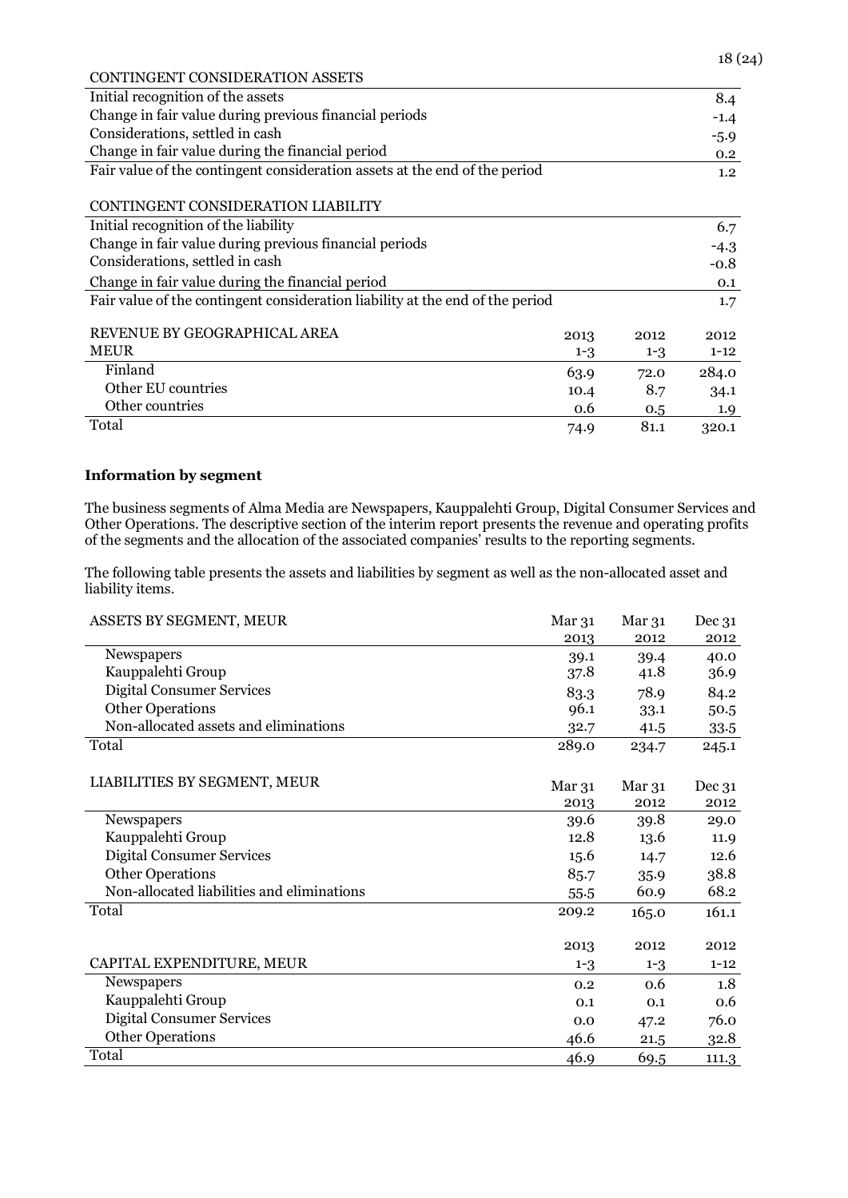| CONTINGENT CONSIDERATION ASSETS | |
|---|---|
| Initial recognition of the assets | 8.4 |
| Change in fair value during previous financial periods | -1.4 |
| Considerations, settled in cash | -5.9 |
| Change in fair value during the financial period | 0.2 |
| Fair value of the contingent consideration assets at the end of the period | 1.2 |

| CONTINGENT CONSIDERATION LIABILITY | |
|---|---|
| Initial recognition of the liability | 6.7 |
| Change in fair value during previous financial periods | -4.3 |
| Considerations, settled in cash | -0.8 |
| Change in fair value during the financial period | 0.1 |
| Fair value of the contingent consideration liability at the end of the period | 1.7 |

| REVENUE BY GEOGRAPHICAL AREA | 2013 | 2012 | 2012 |
|---|---|---|---|
| MEUR | 1-3 | 1-3 | 1-12 |
| Finland | 63.9 | 72.0 | 284.0 |
| Other EU countries | 10.4 | 8.7 | 34.1 |
| Other countries | 0.6 | 0.5 | 1.9 |
| Total | 74.9 | 81.1 | 320.1 |

**Information by segment**

The business segments of Alma Media are Newspapers, Kauppalehti Group, Digital Consumer Services and Other Operations. The descriptive section of the interim report presents the revenue and operating profits of the segments and the allocation of the associated companies' results to the reporting segments.

The following table presents the assets and liabilities by segment as well as the non-allocated asset and liability items.

| ASSETS BY SEGMENT, MEUR | Mar 31 2013 | Mar 31 2012 | Dec 31 2012 |
|---|---|---|---|
| Newspapers | 39.1 | 39.4 | 40.0 |
| Kauppalehti Group | 37.8 | 41.8 | 36.9 |
| Digital Consumer Services | 83.3 | 78.9 | 84.2 |
| Other Operations | 96.1 | 33.1 | 50.5 |
| Non-allocated assets and eliminations | 32.7 | 41.5 | 33.5 |
| Total | 289.0 | 234.7 | 245.1 |

| LIABILITIES BY SEGMENT, MEUR | Mar 31 2013 | Mar 31 2012 | Dec 31 2012 |
|---|---|---|---|
| Newspapers | 39.6 | 39.8 | 29.0 |
| Kauppalehti Group | 12.8 | 13.6 | 11.9 |
| Digital Consumer Services | 15.6 | 14.7 | 12.6 |
| Other Operations | 85.7 | 35.9 | 38.8 |
| Non-allocated liabilities and eliminations | 55.5 | 60.9 | 68.2 |
| Total | 209.2 | 165.0 | 161.1 |

| | 2013 | 2012 | 2012 |
|---|---|---|---|
| CAPITAL EXPENDITURE, MEUR | 1-3 | 1-3 | 1-12 |
| Newspapers | 0.2 | 0.6 | 1.8 |
| Kauppalehti Group | 0.1 | 0.1 | 0.6 |
| Digital Consumer Services | 0.0 | 47.2 | 76.0 |
| Other Operations | 46.6 | 21.5 | 32.8 |
| Total | 46.9 | 69.5 | 111.3 |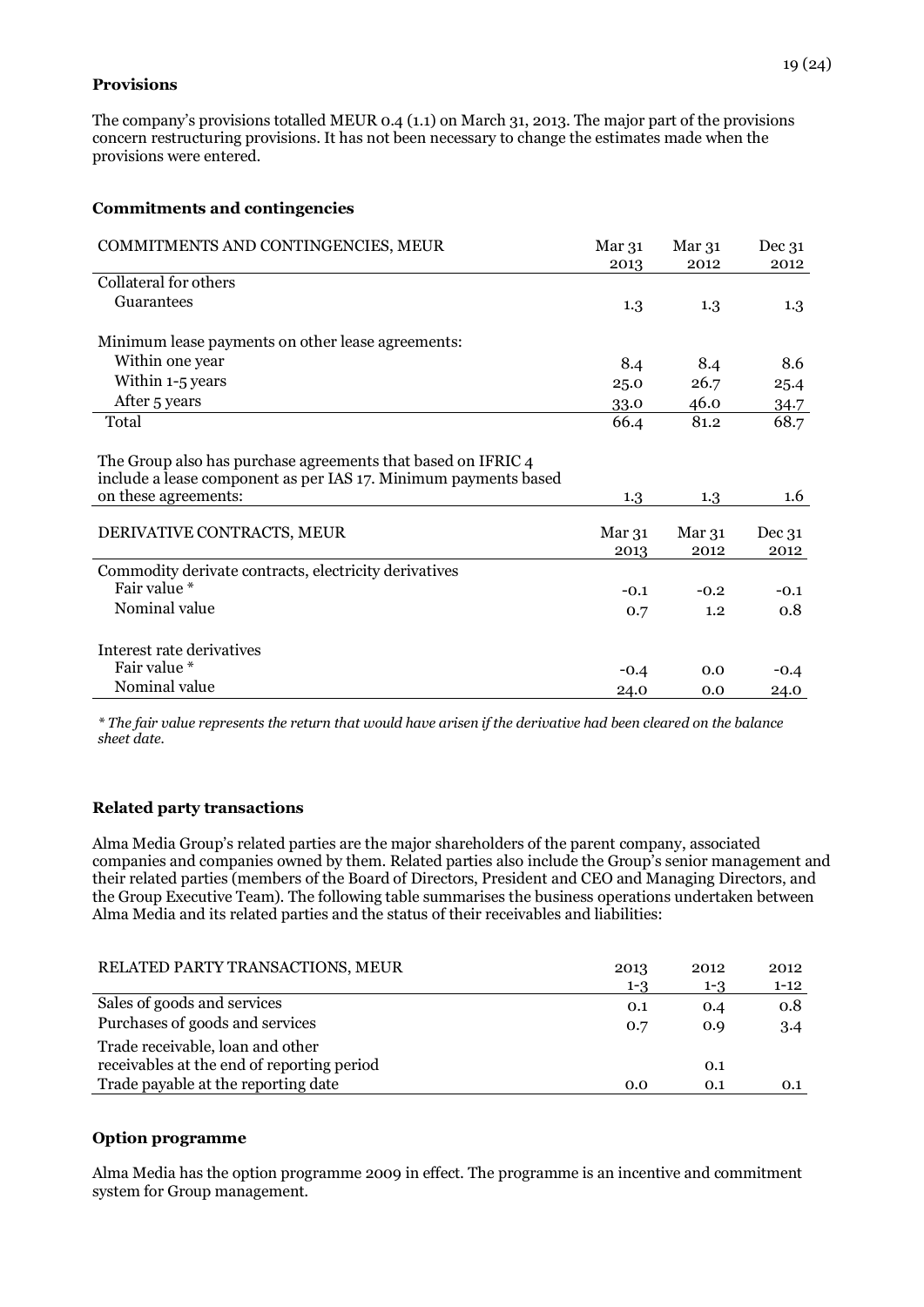**Provisions**

The company's provisions totalled MEUR 0.4 (1.1) on March 31, 2013. The major part of the provisions concern restructuring provisions. It has not been necessary to change the estimates made when the provisions were entered.

**Commitments and contingencies**

| COMMITMENTS AND CONTINGENCIES, MEUR | Mar 31 2013 | Mar 31 2012 | Dec 31 2012 |
|---|---|---|---|
| Collateral for others | | | |
| Guarantees | 1.3 | 1.3 | 1.3 |
| | | | |
| Minimum lease payments on other lease agreements: | | | |
| Within one year | 8.4 | 8.4 | 8.6 |
| Within 1-5 years | 25.0 | 26.7 | 25.4 |
| After 5 years | 33.0 | 46.0 | 34.7 |
| Total | 66.4 | 81.2 | 68.7 |
| | | | |
| The Group also has purchase agreements that based on IFRIC 4 include a lease component as per IAS 17. Minimum payments based on these agreements: | 1.3 | 1.3 | 1.6 |

| DERIVATIVE CONTRACTS, MEUR | Mar 31 2013 | Mar 31 2012 | Dec 31 2012 |
|---|---|---|---|
| Commodity derivate contracts, electricity derivatives | | | |
| Fair value * | -0.1 | -0.2 | -0.1 |
| Nominal value | 0.7 | 1.2 | 0.8 |
| | | | |
| Interest rate derivatives | | | |
| Fair value * | -0.4 | 0.0 | -0.4 |
| Nominal value | 24.0 | 0.0 | 24.0 |

*\* The fair value represents the return that would have arisen if the derivative had been cleared on the balance sheet date.*

**Related party transactions**

Alma Media Group's related parties are the major shareholders of the parent company, associated companies and companies owned by them. Related parties also include the Group's senior management and their related parties (members of the Board of Directors, President and CEO and Managing Directors, and the Group Executive Team). The following table summarises the business operations undertaken between Alma Media and its related parties and the status of their receivables and liabilities:

| RELATED PARTY TRANSACTIONS, MEUR | 2013 1-3 | 2012 1-3 | 2012 1-12 |
|---|---|---|---|
| Sales of goods and services | 0.1 | 0.4 | 0.8 |
| Purchases of goods and services | 0.7 | 0.9 | 3.4 |
| Trade receivable, loan and other receivables at the end of reporting period | | 0.1 | |
| Trade payable at the reporting date | 0.0 | 0.1 | 0.1 |

**Option programme**

Alma Media has the option programme 2009 in effect. The programme is an incentive and commitment system for Group management.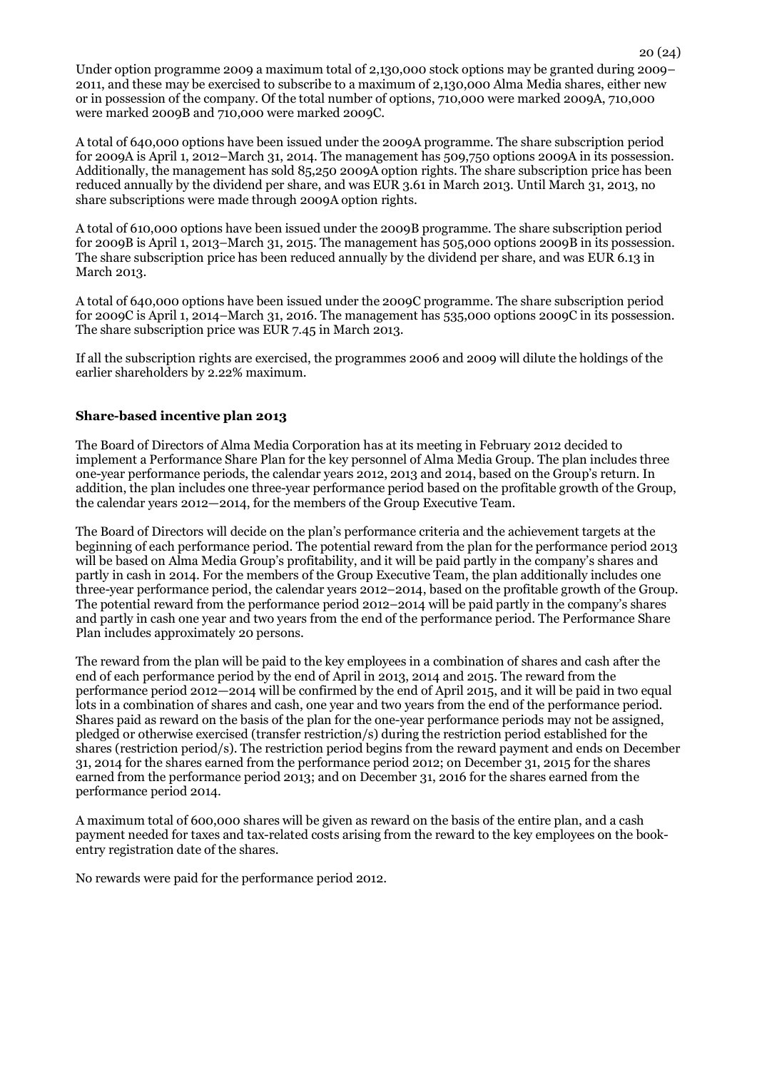Under option programme 2009 a maximum total of 2,130,000 stock options may be granted during 2009–2011, and these may be exercised to subscribe to a maximum of 2,130,000 Alma Media shares, either new or in possession of the company. Of the total number of options, 710,000 were marked 2009A, 710,000 were marked 2009B and 710,000 were marked 2009C.

A total of 640,000 options have been issued under the 2009A programme. The share subscription period for 2009A is April 1, 2012–March 31, 2014. The management has 509,750 options 2009A in its possession. Additionally, the management has sold 85,250 2009A option rights. The share subscription price has been reduced annually by the dividend per share, and was EUR 3.61 in March 2013. Until March 31, 2013, no share subscriptions were made through 2009A option rights.

A total of 610,000 options have been issued under the 2009B programme. The share subscription period for 2009B is April 1, 2013–March 31, 2015. The management has 505,000 options 2009B in its possession. The share subscription price has been reduced annually by the dividend per share, and was EUR 6.13 in March 2013.

A total of 640,000 options have been issued under the 2009C programme. The share subscription period for 2009C is April 1, 2014–March 31, 2016. The management has 535,000 options 2009C in its possession. The share subscription price was EUR 7.45 in March 2013.

If all the subscription rights are exercised, the programmes 2006 and 2009 will dilute the holdings of the earlier shareholders by 2.22% maximum.

## Share-based incentive plan 2013

The Board of Directors of Alma Media Corporation has at its meeting in February 2012 decided to implement a Performance Share Plan for the key personnel of Alma Media Group. The plan includes three one-year performance periods, the calendar years 2012, 2013 and 2014, based on the Group's return. In addition, the plan includes one three-year performance period based on the profitable growth of the Group, the calendar years 2012—2014, for the members of the Group Executive Team.

The Board of Directors will decide on the plan's performance criteria and the achievement targets at the beginning of each performance period. The potential reward from the plan for the performance period 2013 will be based on Alma Media Group's profitability, and it will be paid partly in the company's shares and partly in cash in 2014. For the members of the Group Executive Team, the plan additionally includes one three-year performance period, the calendar years 2012–2014, based on the profitable growth of the Group. The potential reward from the performance period 2012–2014 will be paid partly in the company's shares and partly in cash one year and two years from the end of the performance period. The Performance Share Plan includes approximately 20 persons.

The reward from the plan will be paid to the key employees in a combination of shares and cash after the end of each performance period by the end of April in 2013, 2014 and 2015. The reward from the performance period 2012—2014 will be confirmed by the end of April 2015, and it will be paid in two equal lots in a combination of shares and cash, one year and two years from the end of the performance period. Shares paid as reward on the basis of the plan for the one-year performance periods may not be assigned, pledged or otherwise exercised (transfer restriction/s) during the restriction period established for the shares (restriction period/s). The restriction period begins from the reward payment and ends on December 31, 2014 for the shares earned from the performance period 2012; on December 31, 2015 for the shares earned from the performance period 2013; and on December 31, 2016 for the shares earned from the performance period 2014.

A maximum total of 600,000 shares will be given as reward on the basis of the entire plan, and a cash payment needed for taxes and tax-related costs arising from the reward to the key employees on the book-entry registration date of the shares.

No rewards were paid for the performance period 2012.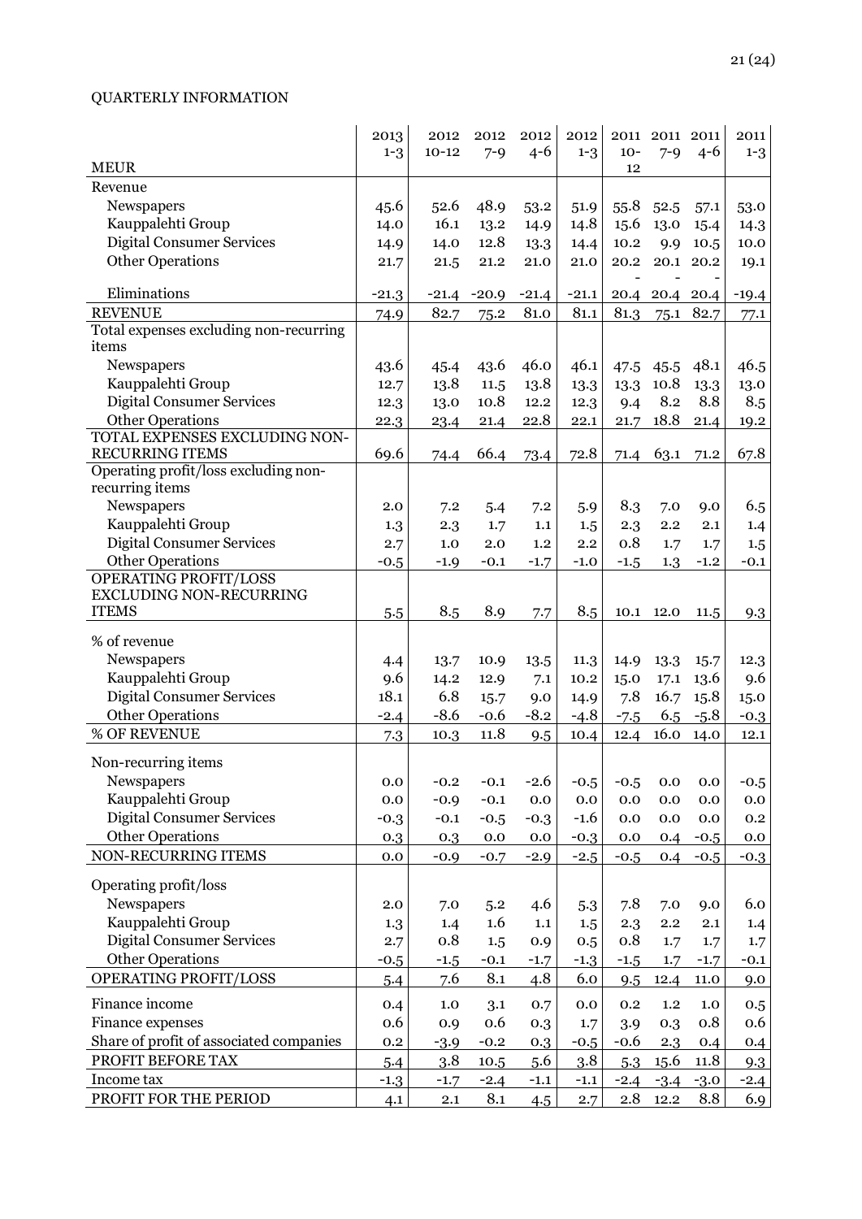QUARTERLY INFORMATION

| MEUR | 2013 1-3 | 2012 10-12 | 2012 7-9 | 2012 4-6 | 2012 1-3 | 2011 10-12 | 2011 7-9 | 2011 4-6 | 2011 1-3 |
|---|---|---|---|---|---|---|---|---|---|
| Revenue | | | | | | | | | |
| Newspapers | 45.6 | 52.6 | 48.9 | 53.2 | 51.9 | 55.8 | 52.5 | 57.1 | 53.0 |
| Kauppalehti Group | 14.0 | 16.1 | 13.2 | 14.9 | 14.8 | 15.6 | 13.0 | 15.4 | 14.3 |
| Digital Consumer Services | 14.9 | 14.0 | 12.8 | 13.3 | 14.4 | 10.2 | 9.9 | 10.5 | 10.0 |
| Other Operations | 21.7 | 21.5 | 21.2 | 21.0 | 21.0 | 20.2 | 20.1 | 20.2 | 19.1 |
| Eliminations | -21.3 | -21.4 | -20.9 | -21.4 | -21.1 | -20.4 | -20.4 | -20.4 | -19.4 |
| REVENUE | 74.9 | 82.7 | 75.2 | 81.0 | 81.1 | 81.3 | 75.1 | 82.7 | 77.1 |
| Total expenses excluding non-recurring items | | | | | | | | | |
| Newspapers | 43.6 | 45.4 | 43.6 | 46.0 | 46.1 | 47.5 | 45.5 | 48.1 | 46.5 |
| Kauppalehti Group | 12.7 | 13.8 | 11.5 | 13.8 | 13.3 | 13.3 | 10.8 | 13.3 | 13.0 |
| Digital Consumer Services | 12.3 | 13.0 | 10.8 | 12.2 | 12.3 | 9.4 | 8.2 | 8.8 | 8.5 |
| Other Operations | 22.3 | 23.4 | 21.4 | 22.8 | 22.1 | 21.7 | 18.8 | 21.4 | 19.2 |
| TOTAL EXPENSES EXCLUDING NON-RECURRING ITEMS | 69.6 | 74.4 | 66.4 | 73.4 | 72.8 | 71.4 | 63.1 | 71.2 | 67.8 |
| Operating profit/loss excluding non-recurring items | | | | | | | | | |
| Newspapers | 2.0 | 7.2 | 5.4 | 7.2 | 5.9 | 8.3 | 7.0 | 9.0 | 6.5 |
| Kauppalehti Group | 1.3 | 2.3 | 1.7 | 1.1 | 1.5 | 2.3 | 2.2 | 2.1 | 1.4 |
| Digital Consumer Services | 2.7 | 1.0 | 2.0 | 1.2 | 2.2 | 0.8 | 1.7 | 1.7 | 1.5 |
| Other Operations | -0.5 | -1.9 | -0.1 | -1.7 | -1.0 | -1.5 | 1.3 | -1.2 | -0.1 |
| OPERATING PROFIT/LOSS EXCLUDING NON-RECURRING ITEMS | 5.5 | 8.5 | 8.9 | 7.7 | 8.5 | 10.1 | 12.0 | 11.5 | 9.3 |
| % of revenue | | | | | | | | | |
| Newspapers | 4.4 | 13.7 | 10.9 | 13.5 | 11.3 | 14.9 | 13.3 | 15.7 | 12.3 |
| Kauppalehti Group | 9.6 | 14.2 | 12.9 | 7.1 | 10.2 | 15.0 | 17.1 | 13.6 | 9.6 |
| Digital Consumer Services | 18.1 | 6.8 | 15.7 | 9.0 | 14.9 | 7.8 | 16.7 | 15.8 | 15.0 |
| Other Operations | -2.4 | -8.6 | -0.6 | -8.2 | -4.8 | -7.5 | 6.5 | -5.8 | -0.3 |
| % OF REVENUE | 7.3 | 10.3 | 11.8 | 9.5 | 10.4 | 12.4 | 16.0 | 14.0 | 12.1 |
| Non-recurring items | | | | | | | | | |
| Newspapers | 0.0 | -0.2 | -0.1 | -2.6 | -0.5 | -0.5 | 0.0 | 0.0 | -0.5 |
| Kauppalehti Group | 0.0 | -0.9 | -0.1 | 0.0 | 0.0 | 0.0 | 0.0 | 0.0 | 0.0 |
| Digital Consumer Services | -0.3 | -0.1 | -0.5 | -0.3 | -1.6 | 0.0 | 0.0 | 0.0 | 0.2 |
| Other Operations | 0.3 | 0.3 | 0.0 | 0.0 | -0.3 | 0.0 | 0.4 | -0.5 | 0.0 |
| NON-RECURRING ITEMS | 0.0 | -0.9 | -0.7 | -2.9 | -2.5 | -0.5 | 0.4 | -0.5 | -0.3 |
| Operating profit/loss | | | | | | | | | |
| Newspapers | 2.0 | 7.0 | 5.2 | 4.6 | 5.3 | 7.8 | 7.0 | 9.0 | 6.0 |
| Kauppalehti Group | 1.3 | 1.4 | 1.6 | 1.1 | 1.5 | 2.3 | 2.2 | 2.1 | 1.4 |
| Digital Consumer Services | 2.7 | 0.8 | 1.5 | 0.9 | 0.5 | 0.8 | 1.7 | 1.7 | 1.7 |
| Other Operations | -0.5 | -1.5 | -0.1 | -1.7 | -1.3 | -1.5 | 1.7 | -1.7 | -0.1 |
| OPERATING PROFIT/LOSS | 5.4 | 7.6 | 8.1 | 4.8 | 6.0 | 9.5 | 12.4 | 11.0 | 9.0 |
| Finance income | 0.4 | 1.0 | 3.1 | 0.7 | 0.0 | 0.2 | 1.2 | 1.0 | 0.5 |
| Finance expenses | 0.6 | 0.9 | 0.6 | 0.3 | 1.7 | 3.9 | 0.3 | 0.8 | 0.6 |
| Share of profit of associated companies | 0.2 | -3.9 | -0.2 | 0.3 | -0.5 | -0.6 | 2.3 | 0.4 | 0.4 |
| PROFIT BEFORE TAX | 5.4 | 3.8 | 10.5 | 5.6 | 3.8 | 5.3 | 15.6 | 11.8 | 9.3 |
| Income tax | -1.3 | -1.7 | -2.4 | -1.1 | -1.1 | -2.4 | -3.4 | -3.0 | -2.4 |
| PROFIT FOR THE PERIOD | 4.1 | 2.1 | 8.1 | 4.5 | 2.7 | 2.8 | 12.2 | 8.8 | 6.9 |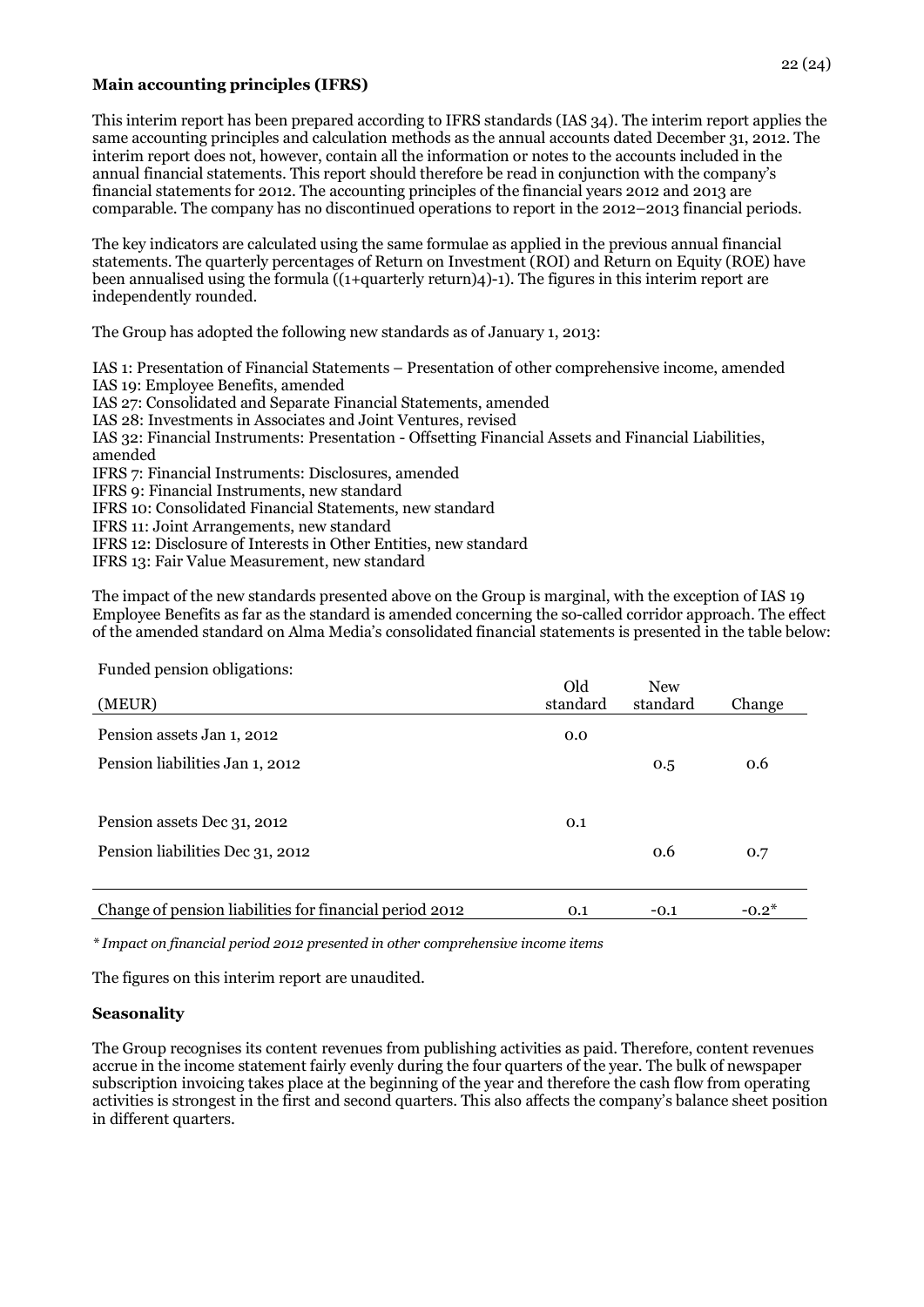**Main accounting principles (IFRS)**

This interim report has been prepared according to IFRS standards (IAS 34). The interim report applies the same accounting principles and calculation methods as the annual accounts dated December 31, 2012. The interim report does not, however, contain all the information or notes to the accounts included in the annual financial statements. This report should therefore be read in conjunction with the company's financial statements for 2012. The accounting principles of the financial years 2012 and 2013 are comparable. The company has no discontinued operations to report in the 2012–2013 financial periods.

The key indicators are calculated using the same formulae as applied in the previous annual financial statements. The quarterly percentages of Return on Investment (ROI) and Return on Equity (ROE) have been annualised using the formula ((1+quarterly return)4)-1). The figures in this interim report are independently rounded.

The Group has adopted the following new standards as of January 1, 2013:

IAS 1: Presentation of Financial Statements – Presentation of other comprehensive income, amended
IAS 19: Employee Benefits, amended
IAS 27: Consolidated and Separate Financial Statements, amended
IAS 28: Investments in Associates and Joint Ventures, revised
IAS 32: Financial Instruments: Presentation - Offsetting Financial Assets and Financial Liabilities, amended
IFRS 7: Financial Instruments: Disclosures, amended
IFRS 9: Financial Instruments, new standard
IFRS 10: Consolidated Financial Statements, new standard
IFRS 11: Joint Arrangements, new standard
IFRS 12: Disclosure of Interests in Other Entities, new standard
IFRS 13: Fair Value Measurement, new standard

The impact of the new standards presented above on the Group is marginal, with the exception of IAS 19 Employee Benefits as far as the standard is amended concerning the so-called corridor approach. The effect of the amended standard on Alma Media's consolidated financial statements is presented in the table below:

Funded pension obligations:

| (MEUR) | Old standard | New standard | Change |
|---|---|---|---|
| Pension assets Jan 1, 2012 | 0.0 | | |
| Pension liabilities Jan 1, 2012 | | 0.5 | 0.6 |
| Pension assets Dec 31, 2012 | 0.1 | | |
| Pension liabilities Dec 31, 2012 | | 0.6 | 0.7 |
| Change of pension liabilities for financial period 2012 | 0.1 | -0.1 | -0.2* |

*\* Impact on financial period 2012 presented in other comprehensive income items*

The figures on this interim report are unaudited.

**Seasonality**

The Group recognises its content revenues from publishing activities as paid. Therefore, content revenues accrue in the income statement fairly evenly during the four quarters of the year. The bulk of newspaper subscription invoicing takes place at the beginning of the year and therefore the cash flow from operating activities is strongest in the first and second quarters. This also affects the company's balance sheet position in different quarters.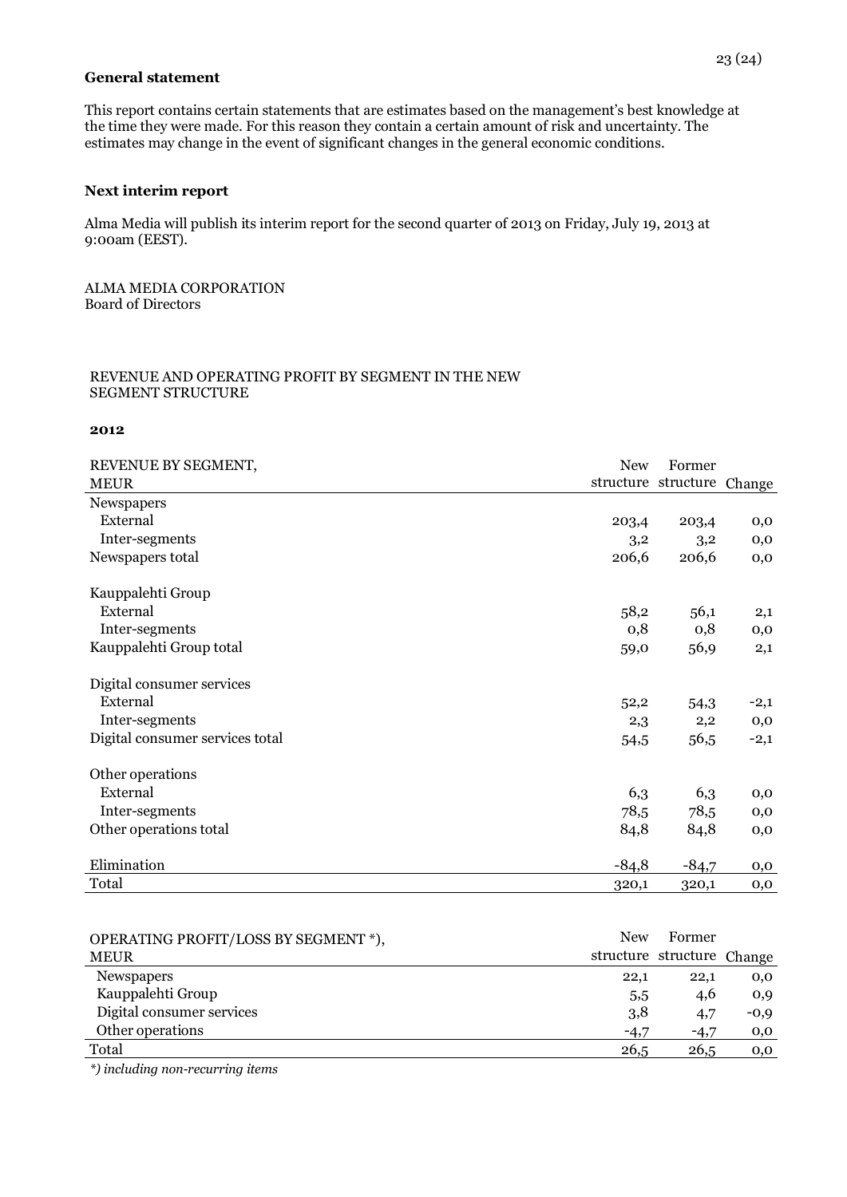**General statement**

This report contains certain statements that are estimates based on the management's best knowledge at the time they were made. For this reason they contain a certain amount of risk and uncertainty. The estimates may change in the event of significant changes in the general economic conditions.

**Next interim report**

Alma Media will publish its interim report for the second quarter of 2013 on Friday, July 19, 2013 at 9:00am (EEST).

ALMA MEDIA CORPORATION
Board of Directors

REVENUE AND OPERATING PROFIT BY SEGMENT IN THE NEW SEGMENT STRUCTURE

**2012**

| REVENUE BY SEGMENT, MEUR | New structure | Former structure | Change |
|---|---|---|---|
| Newspapers | | | |
| External | 203,4 | 203,4 | 0,0 |
| Inter-segments | 3,2 | 3,2 | 0,0 |
| Newspapers total | 206,6 | 206,6 | 0,0 |
| | | | |
| Kauppalehti Group | | | |
| External | 58,2 | 56,1 | 2,1 |
| Inter-segments | 0,8 | 0,8 | 0,0 |
| Kauppalehti Group total | 59,0 | 56,9 | 2,1 |
| | | | |
| Digital consumer services | | | |
| External | 52,2 | 54,3 | -2,1 |
| Inter-segments | 2,3 | 2,2 | 0,0 |
| Digital consumer services total | 54,5 | 56,5 | -2,1 |
| | | | |
| Other operations | | | |
| External | 6,3 | 6,3 | 0,0 |
| Inter-segments | 78,5 | 78,5 | 0,0 |
| Other operations total | 84,8 | 84,8 | 0,0 |
| | | | |
| Elimination | -84,8 | -84,7 | 0,0 |
| Total | 320,1 | 320,1 | 0,0 |

| OPERATING PROFIT/LOSS BY SEGMENT *), MEUR | New structure | Former structure | Change |
|---|---|---|---|
| Newspapers | 22,1 | 22,1 | 0,0 |
| Kauppalehti Group | 5,5 | 4,6 | 0,9 |
| Digital consumer services | 3,8 | 4,7 | -0,9 |
| Other operations | -4,7 | -4,7 | 0,0 |
| Total | 26,5 | 26,5 | 0,0 |

*\*) including non-recurring items*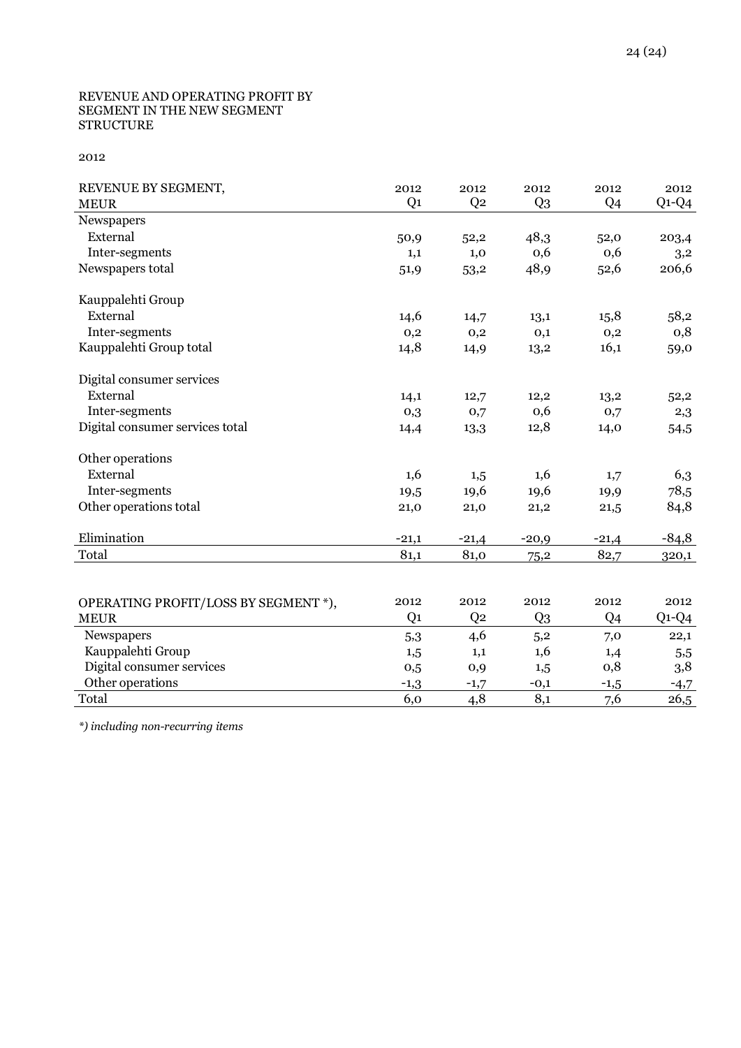REVENUE AND OPERATING PROFIT BY SEGMENT IN THE NEW SEGMENT STRUCTURE

2012

| REVENUE BY SEGMENT, MEUR | 2012 Q1 | 2012 Q2 | 2012 Q3 | 2012 Q4 | 2012 Q1-Q4 |
|---|---|---|---|---|---|
| Newspapers | | | | | |
| External | 50,9 | 52,2 | 48,3 | 52,0 | 203,4 |
| Inter-segments | 1,1 | 1,0 | 0,6 | 0,6 | 3,2 |
| Newspapers total | 51,9 | 53,2 | 48,9 | 52,6 | 206,6 |
| | | | | | |
| Kauppalehti Group | | | | | |
| External | 14,6 | 14,7 | 13,1 | 15,8 | 58,2 |
| Inter-segments | 0,2 | 0,2 | 0,1 | 0,2 | 0,8 |
| Kauppalehti Group total | 14,8 | 14,9 | 13,2 | 16,1 | 59,0 |
| | | | | | |
| Digital consumer services | | | | | |
| External | 14,1 | 12,7 | 12,2 | 13,2 | 52,2 |
| Inter-segments | 0,3 | 0,7 | 0,6 | 0,7 | 2,3 |
| Digital consumer services total | 14,4 | 13,3 | 12,8 | 14,0 | 54,5 |
| | | | | | |
| Other operations | | | | | |
| External | 1,6 | 1,5 | 1,6 | 1,7 | 6,3 |
| Inter-segments | 19,5 | 19,6 | 19,6 | 19,9 | 78,5 |
| Other operations total | 21,0 | 21,0 | 21,2 | 21,5 | 84,8 |
| | | | | | |
| Elimination | -21,1 | -21,4 | -20,9 | -21,4 | -84,8 |
| Total | 81,1 | 81,0 | 75,2 | 82,7 | 320,1 |

| OPERATING PROFIT/LOSS BY SEGMENT *), MEUR | 2012 Q1 | 2012 Q2 | 2012 Q3 | 2012 Q4 | 2012 Q1-Q4 |
|---|---|---|---|---|---|
| Newspapers | 5,3 | 4,6 | 5,2 | 7,0 | 22,1 |
| Kauppalehti Group | 1,5 | 1,1 | 1,6 | 1,4 | 5,5 |
| Digital consumer services | 0,5 | 0,9 | 1,5 | 0,8 | 3,8 |
| Other operations | -1,3 | -1,7 | -0,1 | -1,5 | -4,7 |
| Total | 6,0 | 4,8 | 8,1 | 7,6 | 26,5 |

*\*) including non-recurring items*